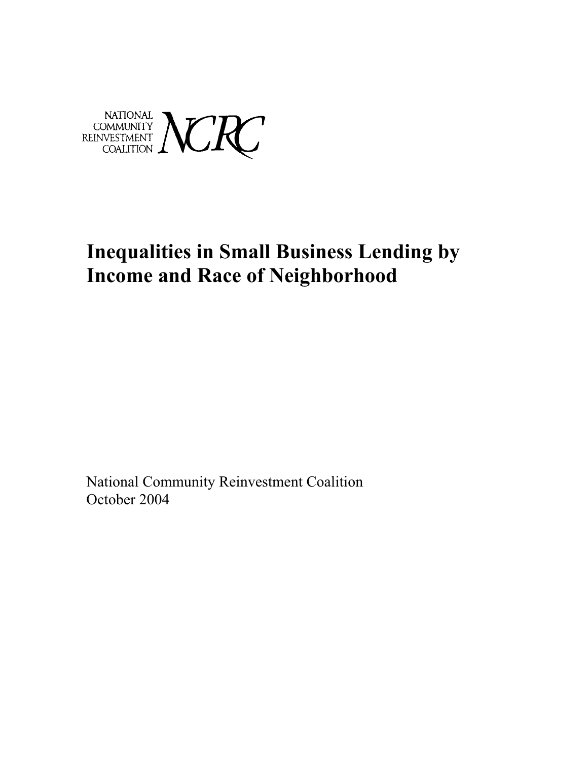NATIONAL COMMUNITY REINVESTMENT COALITION NCRC

# Inequalities in Small Business Lending by Income and Race of Neighborhood

National Community Reinvestment Coalition
October 2004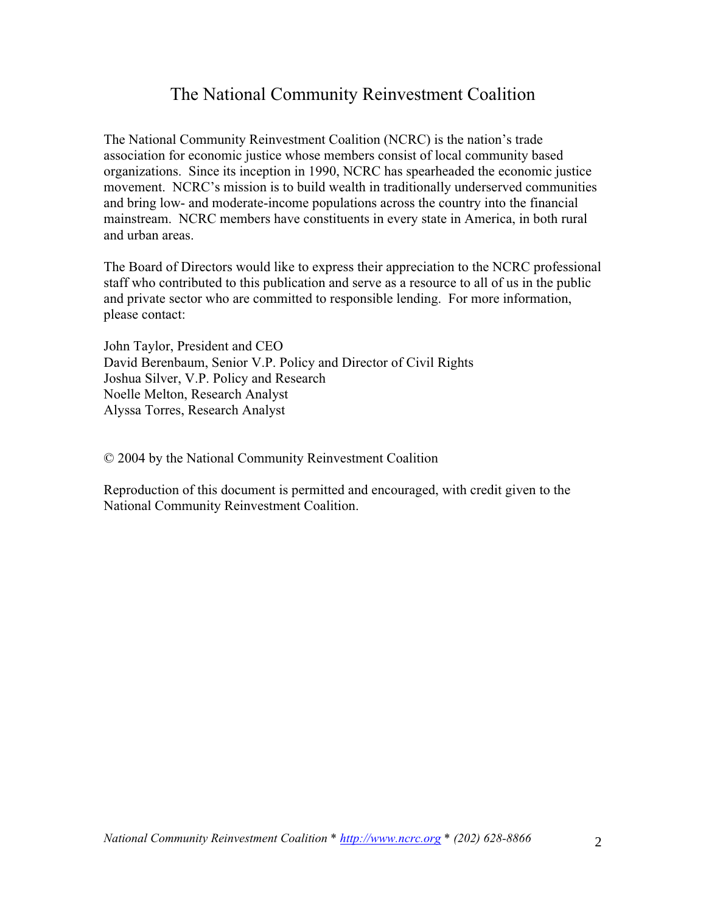# The National Community Reinvestment Coalition

The National Community Reinvestment Coalition (NCRC) is the nation's trade association for economic justice whose members consist of local community based organizations. Since its inception in 1990, NCRC has spearheaded the economic justice movement. NCRC's mission is to build wealth in traditionally underserved communities and bring low- and moderate-income populations across the country into the financial mainstream. NCRC members have constituents in every state in America, in both rural and urban areas.

The Board of Directors would like to express their appreciation to the NCRC professional staff who contributed to this publication and serve as a resource to all of us in the public and private sector who are committed to responsible lending. For more information, please contact:

John Taylor, President and CEO
David Berenbaum, Senior V.P. Policy and Director of Civil Rights
Joshua Silver, V.P. Policy and Research
Noelle Melton, Research Analyst
Alyssa Torres, Research Analyst

© 2004 by the National Community Reinvestment Coalition

Reproduction of this document is permitted and encouraged, with credit given to the National Community Reinvestment Coalition.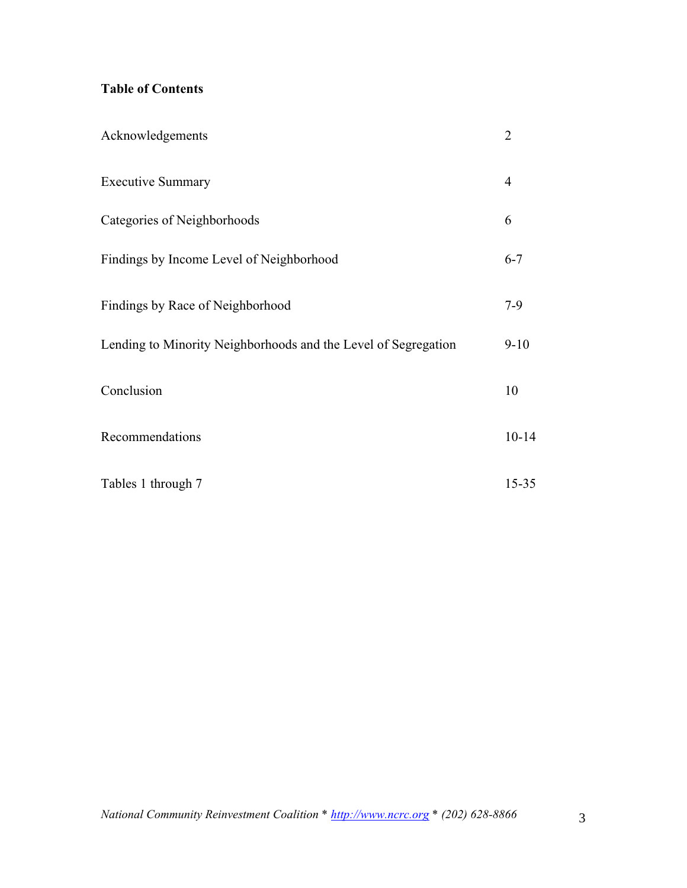**Table of Contents**

| | |
|---|---|
| Acknowledgements | 2 |
| Executive Summary | 4 |
| Categories of Neighborhoods | 6 |
| Findings by Income Level of Neighborhood | 6-7 |
| Findings by Race of Neighborhood | 7-9 |
| Lending to Minority Neighborhoods and the Level of Segregation | 9-10 |
| Conclusion | 10 |
| Recommendations | 10-14 |
| Tables 1 through 7 | 15-35 |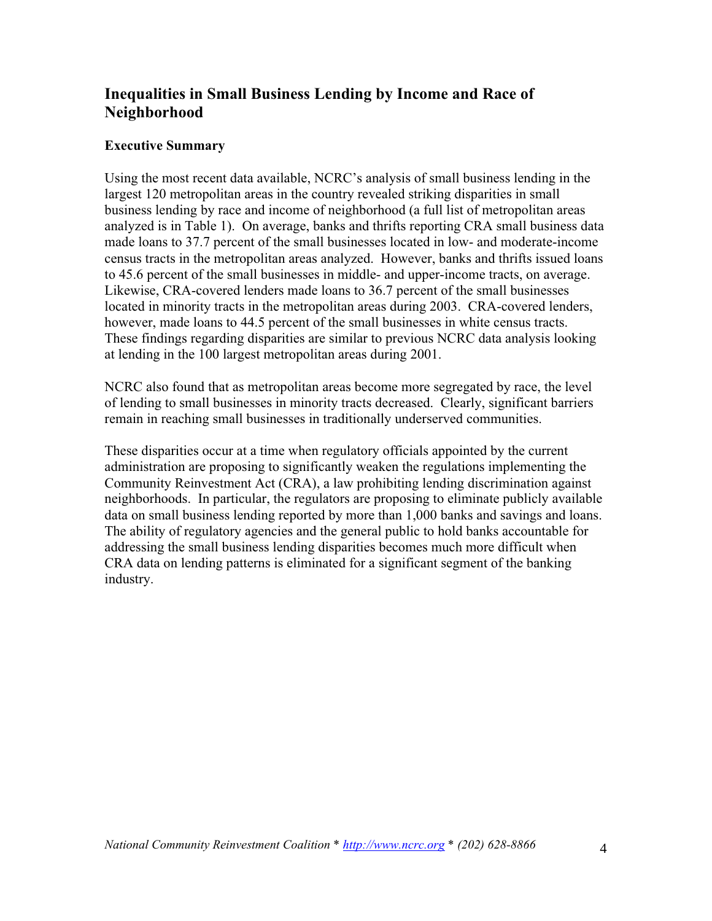## Inequalities in Small Business Lending by Income and Race of Neighborhood

### Executive Summary

Using the most recent data available, NCRC's analysis of small business lending in the largest 120 metropolitan areas in the country revealed striking disparities in small business lending by race and income of neighborhood (a full list of metropolitan areas analyzed is in Table 1). On average, banks and thrifts reporting CRA small business data made loans to 37.7 percent of the small businesses located in low- and moderate-income census tracts in the metropolitan areas analyzed. However, banks and thrifts issued loans to 45.6 percent of the small businesses in middle- and upper-income tracts, on average. Likewise, CRA-covered lenders made loans to 36.7 percent of the small businesses located in minority tracts in the metropolitan areas during 2003. CRA-covered lenders, however, made loans to 44.5 percent of the small businesses in white census tracts. These findings regarding disparities are similar to previous NCRC data analysis looking at lending in the 100 largest metropolitan areas during 2001.

NCRC also found that as metropolitan areas become more segregated by race, the level of lending to small businesses in minority tracts decreased. Clearly, significant barriers remain in reaching small businesses in traditionally underserved communities.

These disparities occur at a time when regulatory officials appointed by the current administration are proposing to significantly weaken the regulations implementing the Community Reinvestment Act (CRA), a law prohibiting lending discrimination against neighborhoods. In particular, the regulators are proposing to eliminate publicly available data on small business lending reported by more than 1,000 banks and savings and loans. The ability of regulatory agencies and the general public to hold banks accountable for addressing the small business lending disparities becomes much more difficult when CRA data on lending patterns is eliminated for a significant segment of the banking industry.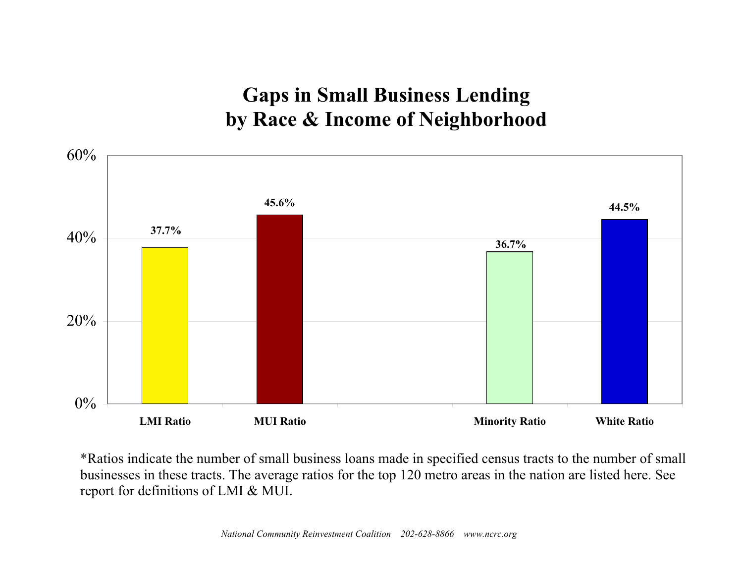# Gaps in Small Business Lending by Race & Income of Neighborhood

| Category | Ratio |
| --- | --- |
| LMI Ratio | 37.7% |
| MUI Ratio | 45.6% |
| Minority Ratio | 36.7% |
| White Ratio | 44.5% |

*Ratios indicate the number of small business loans made in specified census tracts to the number of small businesses in these tracts. The average ratios for the top 120 metro areas in the nation are listed here. See report for definitions of LMI & MUI.

*National Community Reinvestment Coalition 202-628-8866 www.ncrc.org*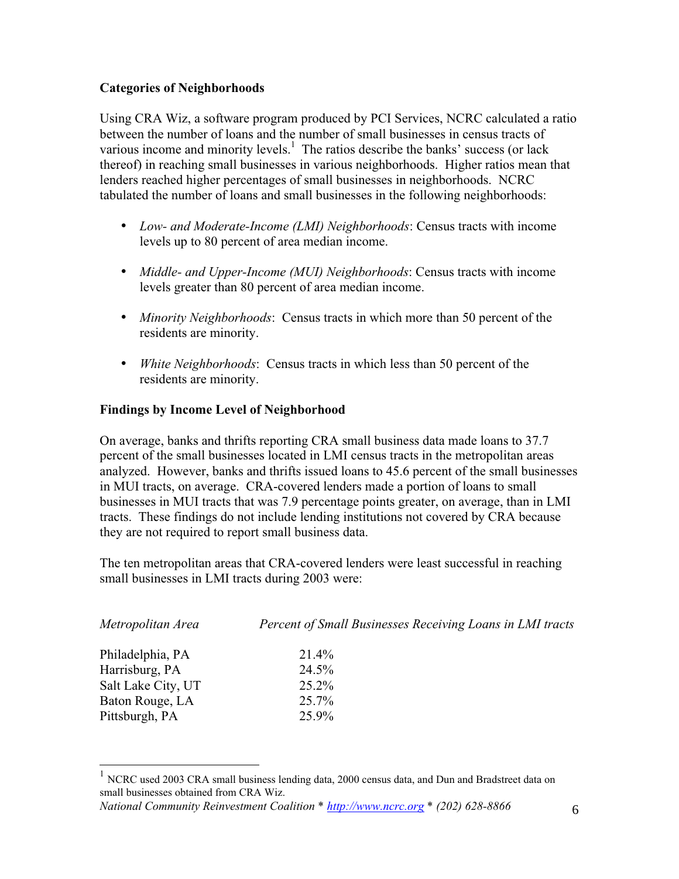### Categories of Neighborhoods

Using CRA Wiz, a software program produced by PCI Services, NCRC calculated a ratio between the number of loans and the number of small businesses in census tracts of various income and minority levels.[1] The ratios describe the banks' success (or lack thereof) in reaching small businesses in various neighborhoods. Higher ratios mean that lenders reached higher percentages of small businesses in neighborhoods. NCRC tabulated the number of loans and small businesses in the following neighborhoods:

- *Low- and Moderate-Income (LMI) Neighborhoods*: Census tracts with income levels up to 80 percent of area median income.
- *Middle- and Upper-Income (MUI) Neighborhoods*: Census tracts with income levels greater than 80 percent of area median income.
- *Minority Neighborhoods*: Census tracts in which more than 50 percent of the residents are minority.
- *White Neighborhoods*: Census tracts in which less than 50 percent of the residents are minority.

### Findings by Income Level of Neighborhood

On average, banks and thrifts reporting CRA small business data made loans to 37.7 percent of the small businesses located in LMI census tracts in the metropolitan areas analyzed. However, banks and thrifts issued loans to 45.6 percent of the small businesses in MUI tracts, on average. CRA-covered lenders made a portion of loans to small businesses in MUI tracts that was 7.9 percentage points greater, on average, than in LMI tracts. These findings do not include lending institutions not covered by CRA because they are not required to report small business data.

The ten metropolitan areas that CRA-covered lenders were least successful in reaching small businesses in LMI tracts during 2003 were:

| *Metropolitan Area* | *Percent of Small Businesses Receiving Loans in LMI tracts* |
|---|---|
| Philadelphia, PA | 21.4% |
| Harrisburg, PA | 24.5% |
| Salt Lake City, UT | 25.2% |
| Baton Rouge, LA | 25.7% |
| Pittsburgh, PA | 25.9% |

[1] NCRC used 2003 CRA small business lending data, 2000 census data, and Dun and Bradstreet data on small businesses obtained from CRA Wiz.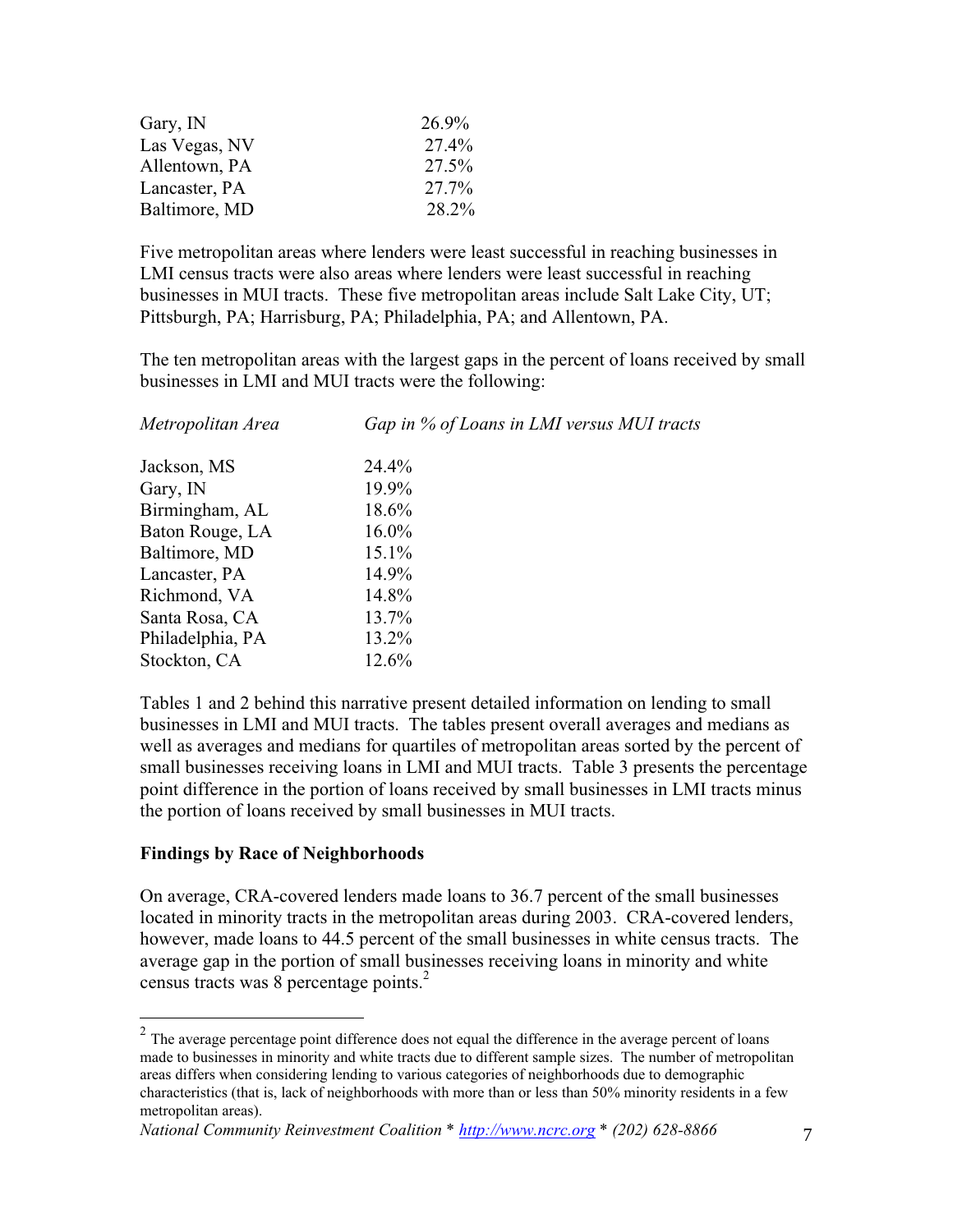| | |
|---|---|
| Gary, IN | 26.9% |
| Las Vegas, NV | 27.4% |
| Allentown, PA | 27.5% |
| Lancaster, PA | 27.7% |
| Baltimore, MD | 28.2% |

Five metropolitan areas where lenders were least successful in reaching businesses in LMI census tracts were also areas where lenders were least successful in reaching businesses in MUI tracts. These five metropolitan areas include Salt Lake City, UT; Pittsburgh, PA; Harrisburg, PA; Philadelphia, PA; and Allentown, PA.

The ten metropolitan areas with the largest gaps in the percent of loans received by small businesses in LMI and MUI tracts were the following:

| *Metropolitan Area* | *Gap in % of Loans in LMI versus MUI tracts* |
|---|---|
| Jackson, MS | 24.4% |
| Gary, IN | 19.9% |
| Birmingham, AL | 18.6% |
| Baton Rouge, LA | 16.0% |
| Baltimore, MD | 15.1% |
| Lancaster, PA | 14.9% |
| Richmond, VA | 14.8% |
| Santa Rosa, CA | 13.7% |
| Philadelphia, PA | 13.2% |
| Stockton, CA | 12.6% |

Tables 1 and 2 behind this narrative present detailed information on lending to small businesses in LMI and MUI tracts. The tables present overall averages and medians as well as averages and medians for quartiles of metropolitan areas sorted by the percent of small businesses receiving loans in LMI and MUI tracts. Table 3 presents the percentage point difference in the portion of loans received by small businesses in LMI tracts minus the portion of loans received by small businesses in MUI tracts.

**Findings by Race of Neighborhoods**

On average, CRA-covered lenders made loans to 36.7 percent of the small businesses located in minority tracts in the metropolitan areas during 2003. CRA-covered lenders, however, made loans to 44.5 percent of the small businesses in white census tracts. The average gap in the portion of small businesses receiving loans in minority and white census tracts was 8 percentage points.[2]

[2] The average percentage point difference does not equal the difference in the average percent of loans made to businesses in minority and white tracts due to different sample sizes. The number of metropolitan areas differs when considering lending to various categories of neighborhoods due to demographic characteristics (that is, lack of neighborhoods with more than or less than 50% minority residents in a few metropolitan areas).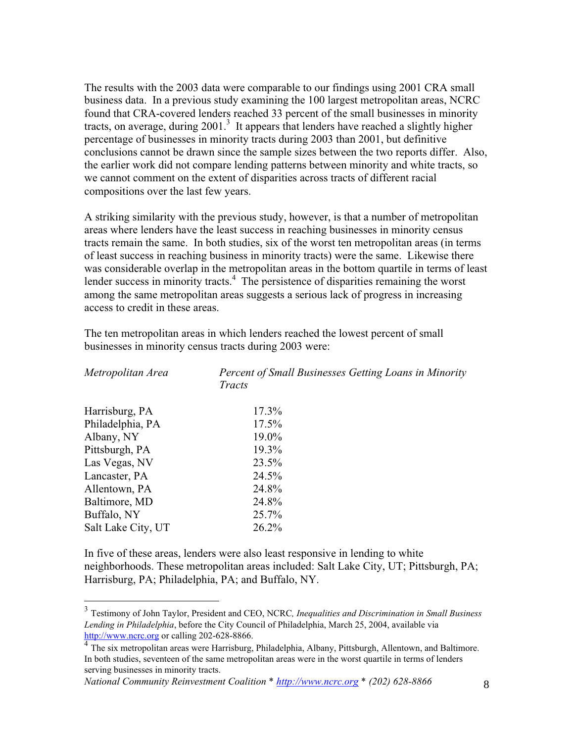The results with the 2003 data were comparable to our findings using 2001 CRA small business data. In a previous study examining the 100 largest metropolitan areas, NCRC found that CRA-covered lenders reached 33 percent of the small businesses in minority tracts, on average, during 2001.[3] It appears that lenders have reached a slightly higher percentage of businesses in minority tracts during 2003 than 2001, but definitive conclusions cannot be drawn since the sample sizes between the two reports differ. Also, the earlier work did not compare lending patterns between minority and white tracts, so we cannot comment on the extent of disparities across tracts of different racial compositions over the last few years.

A striking similarity with the previous study, however, is that a number of metropolitan areas where lenders have the least success in reaching businesses in minority census tracts remain the same. In both studies, six of the worst ten metropolitan areas (in terms of least success in reaching business in minority tracts) were the same. Likewise there was considerable overlap in the metropolitan areas in the bottom quartile in terms of least lender success in minority tracts.[4] The persistence of disparities remaining the worst among the same metropolitan areas suggests a serious lack of progress in increasing access to credit in these areas.

The ten metropolitan areas in which lenders reached the lowest percent of small businesses in minority census tracts during 2003 were:

| *Metropolitan Area* | *Percent of Small Businesses Getting Loans in Minority Tracts* |
|---|---|
| Harrisburg, PA | 17.3% |
| Philadelphia, PA | 17.5% |
| Albany, NY | 19.0% |
| Pittsburgh, PA | 19.3% |
| Las Vegas, NV | 23.5% |
| Lancaster, PA | 24.5% |
| Allentown, PA | 24.8% |
| Baltimore, MD | 24.8% |
| Buffalo, NY | 25.7% |
| Salt Lake City, UT | 26.2% |

In five of these areas, lenders were also least responsive in lending to white neighborhoods. These metropolitan areas included: Salt Lake City, UT; Pittsburgh, PA; Harrisburg, PA; Philadelphia, PA; and Buffalo, NY.

---

[3] Testimony of John Taylor, President and CEO, NCRC, *Inequalities and Discrimination in Small Business Lending in Philadelphia*, before the City Council of Philadelphia, March 25, 2004, available via http://www.ncrc.org or calling 202-628-8866.

[4] The six metropolitan areas were Harrisburg, Philadelphia, Albany, Pittsburgh, Allentown, and Baltimore. In both studies, seventeen of the same metropolitan areas were in the worst quartile in terms of lenders serving businesses in minority tracts.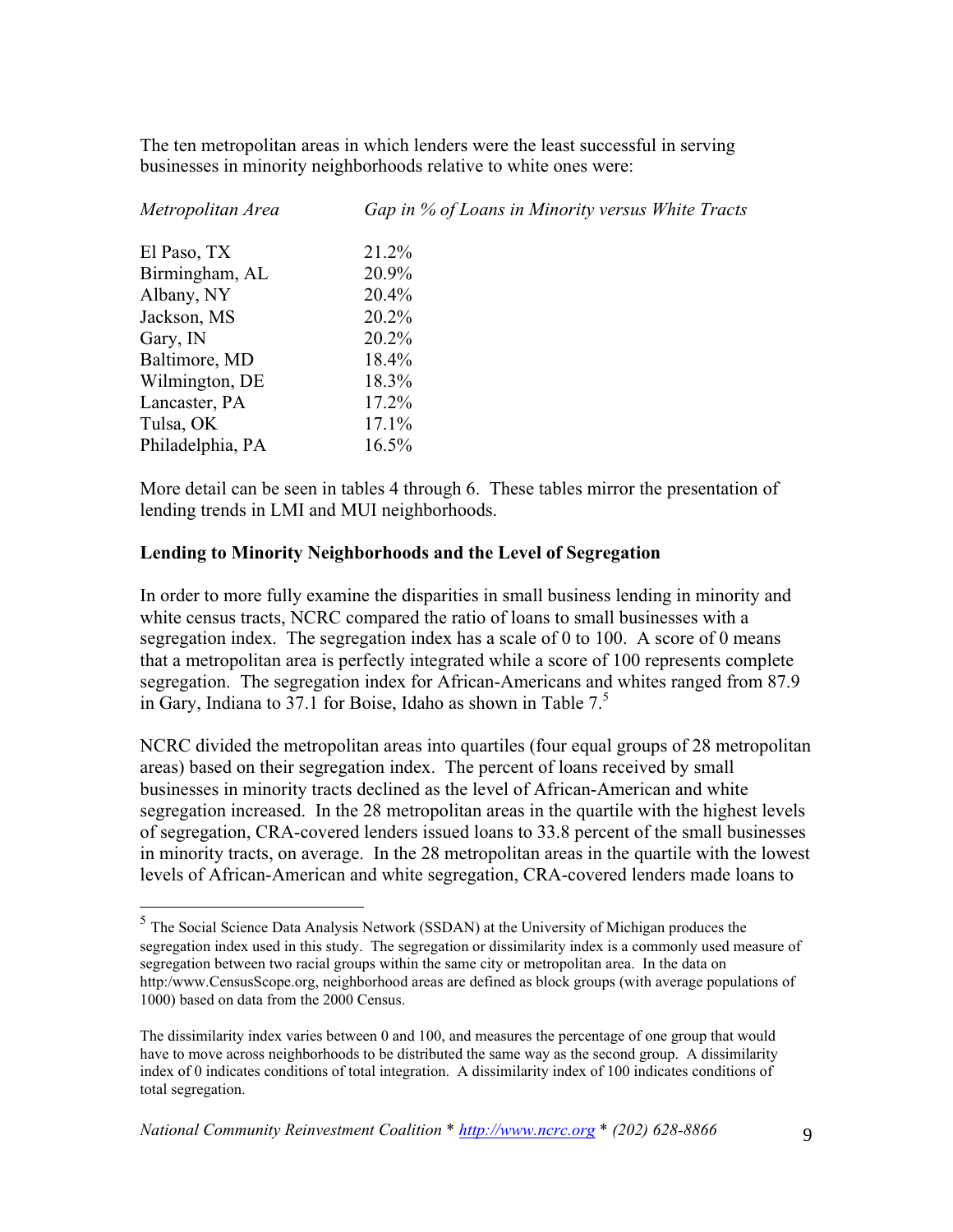The ten metropolitan areas in which lenders were the least successful in serving businesses in minority neighborhoods relative to white ones were:

| *Metropolitan Area* | *Gap in % of Loans in Minority versus White Tracts* |
|---|---|
| El Paso, TX | 21.2% |
| Birmingham, AL | 20.9% |
| Albany, NY | 20.4% |
| Jackson, MS | 20.2% |
| Gary, IN | 20.2% |
| Baltimore, MD | 18.4% |
| Wilmington, DE | 18.3% |
| Lancaster, PA | 17.2% |
| Tulsa, OK | 17.1% |
| Philadelphia, PA | 16.5% |

More detail can be seen in tables 4 through 6. These tables mirror the presentation of lending trends in LMI and MUI neighborhoods.

**Lending to Minority Neighborhoods and the Level of Segregation**

In order to more fully examine the disparities in small business lending in minority and white census tracts, NCRC compared the ratio of loans to small businesses with a segregation index. The segregation index has a scale of 0 to 100. A score of 0 means that a metropolitan area is perfectly integrated while a score of 100 represents complete segregation. The segregation index for African-Americans and whites ranged from 87.9 in Gary, Indiana to 37.1 for Boise, Idaho as shown in Table 7.[5]

NCRC divided the metropolitan areas into quartiles (four equal groups of 28 metropolitan areas) based on their segregation index. The percent of loans received by small businesses in minority tracts declined as the level of African-American and white segregation increased. In the 28 metropolitan areas in the quartile with the highest levels of segregation, CRA-covered lenders issued loans to 33.8 percent of the small businesses in minority tracts, on average. In the 28 metropolitan areas in the quartile with the lowest levels of African-American and white segregation, CRA-covered lenders made loans to

---

[5] The Social Science Data Analysis Network (SSDAN) at the University of Michigan produces the segregation index used in this study. The segregation or dissimilarity index is a commonly used measure of segregation between two racial groups within the same city or metropolitan area. In the data on http:/www.CensusScope.org, neighborhood areas are defined as block groups (with average populations of 1000) based on data from the 2000 Census.

The dissimilarity index varies between 0 and 100, and measures the percentage of one group that would have to move across neighborhoods to be distributed the same way as the second group. A dissimilarity index of 0 indicates conditions of total integration. A dissimilarity index of 100 indicates conditions of total segregation.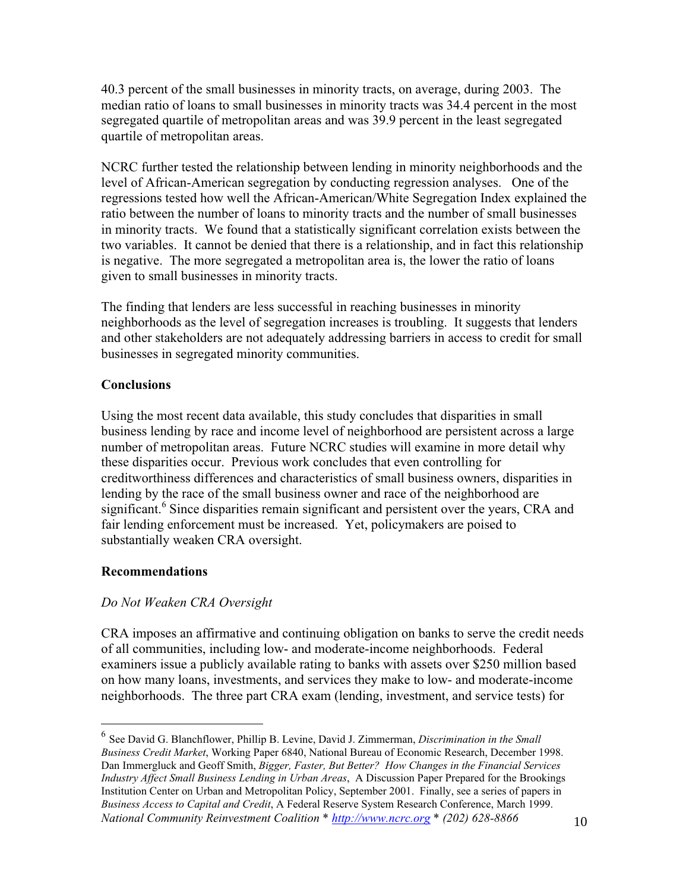40.3 percent of the small businesses in minority tracts, on average, during 2003. The median ratio of loans to small businesses in minority tracts was 34.4 percent in the most segregated quartile of metropolitan areas and was 39.9 percent in the least segregated quartile of metropolitan areas.

NCRC further tested the relationship between lending in minority neighborhoods and the level of African-American segregation by conducting regression analyses. One of the regressions tested how well the African-American/White Segregation Index explained the ratio between the number of loans to minority tracts and the number of small businesses in minority tracts. We found that a statistically significant correlation exists between the two variables. It cannot be denied that there is a relationship, and in fact this relationship is negative. The more segregated a metropolitan area is, the lower the ratio of loans given to small businesses in minority tracts.

The finding that lenders are less successful in reaching businesses in minority neighborhoods as the level of segregation increases is troubling. It suggests that lenders and other stakeholders are not adequately addressing barriers in access to credit for small businesses in segregated minority communities.

**Conclusions**

Using the most recent data available, this study concludes that disparities in small business lending by race and income level of neighborhood are persistent across a large number of metropolitan areas. Future NCRC studies will examine in more detail why these disparities occur. Previous work concludes that even controlling for creditworthiness differences and characteristics of small business owners, disparities in lending by the race of the small business owner and race of the neighborhood are significant.[6] Since disparities remain significant and persistent over the years, CRA and fair lending enforcement must be increased. Yet, policymakers are poised to substantially weaken CRA oversight.

**Recommendations**

*Do Not Weaken CRA Oversight*

CRA imposes an affirmative and continuing obligation on banks to serve the credit needs of all communities, including low- and moderate-income neighborhoods. Federal examiners issue a publicly available rating to banks with assets over $250 million based on how many loans, investments, and services they make to low- and moderate-income neighborhoods. The three part CRA exam (lending, investment, and service tests) for

---

[6] See David G. Blanchflower, Phillip B. Levine, David J. Zimmerman, *Discrimination in the Small Business Credit Market*, Working Paper 6840, National Bureau of Economic Research, December 1998. Dan Immergluck and Geoff Smith, *Bigger, Faster, But Better? How Changes in the Financial Services Industry Affect Small Business Lending in Urban Areas*, A Discussion Paper Prepared for the Brookings Institution Center on Urban and Metropolitan Policy, September 2001. Finally, see a series of papers in *Business Access to Capital and Credit*, A Federal Reserve System Research Conference, March 1999.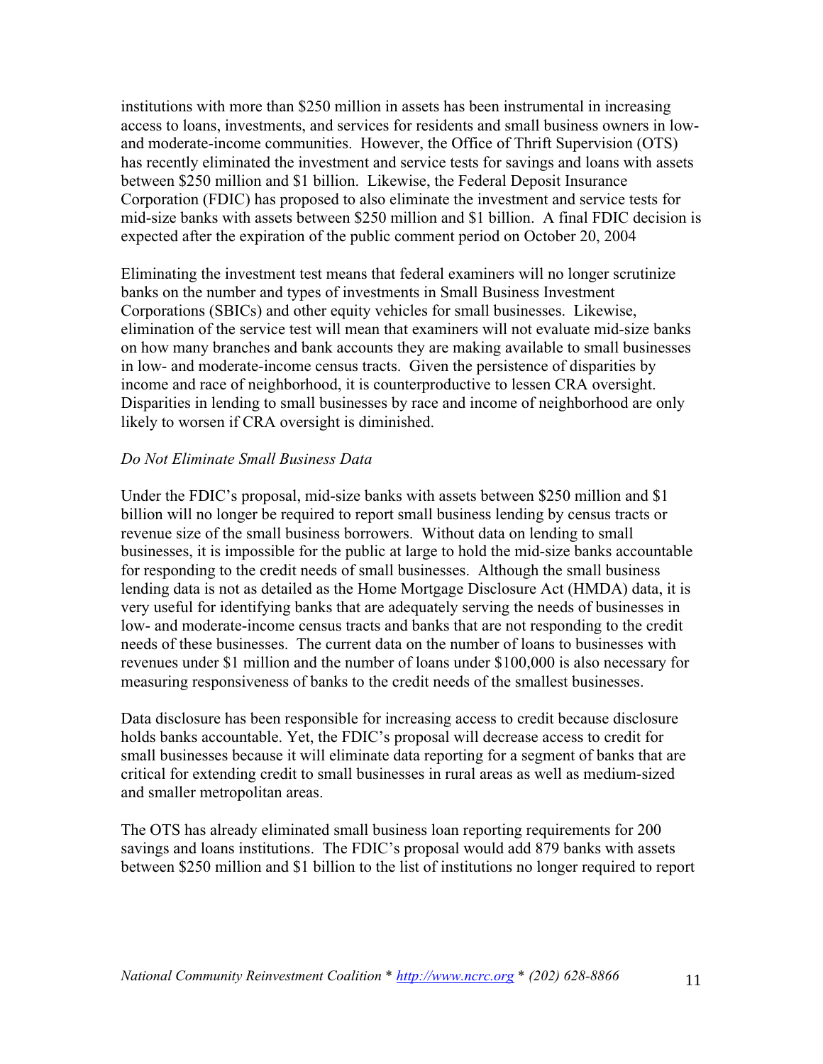institutions with more than $250 million in assets has been instrumental in increasing access to loans, investments, and services for residents and small business owners in low- and moderate-income communities. However, the Office of Thrift Supervision (OTS) has recently eliminated the investment and service tests for savings and loans with assets between $250 million and $1 billion. Likewise, the Federal Deposit Insurance Corporation (FDIC) has proposed to also eliminate the investment and service tests for mid-size banks with assets between $250 million and $1 billion. A final FDIC decision is expected after the expiration of the public comment period on October 20, 2004

Eliminating the investment test means that federal examiners will no longer scrutinize banks on the number and types of investments in Small Business Investment Corporations (SBICs) and other equity vehicles for small businesses. Likewise, elimination of the service test will mean that examiners will not evaluate mid-size banks on how many branches and bank accounts they are making available to small businesses in low- and moderate-income census tracts. Given the persistence of disparities by income and race of neighborhood, it is counterproductive to lessen CRA oversight. Disparities in lending to small businesses by race and income of neighborhood are only likely to worsen if CRA oversight is diminished.

*Do Not Eliminate Small Business Data*

Under the FDIC's proposal, mid-size banks with assets between $250 million and $1 billion will no longer be required to report small business lending by census tracts or revenue size of the small business borrowers. Without data on lending to small businesses, it is impossible for the public at large to hold the mid-size banks accountable for responding to the credit needs of small businesses. Although the small business lending data is not as detailed as the Home Mortgage Disclosure Act (HMDA) data, it is very useful for identifying banks that are adequately serving the needs of businesses in low- and moderate-income census tracts and banks that are not responding to the credit needs of these businesses. The current data on the number of loans to businesses with revenues under $1 million and the number of loans under $100,000 is also necessary for measuring responsiveness of banks to the credit needs of the smallest businesses.

Data disclosure has been responsible for increasing access to credit because disclosure holds banks accountable. Yet, the FDIC's proposal will decrease access to credit for small businesses because it will eliminate data reporting for a segment of banks that are critical for extending credit to small businesses in rural areas as well as medium-sized and smaller metropolitan areas.

The OTS has already eliminated small business loan reporting requirements for 200 savings and loans institutions. The FDIC's proposal would add 879 banks with assets between $250 million and $1 billion to the list of institutions no longer required to report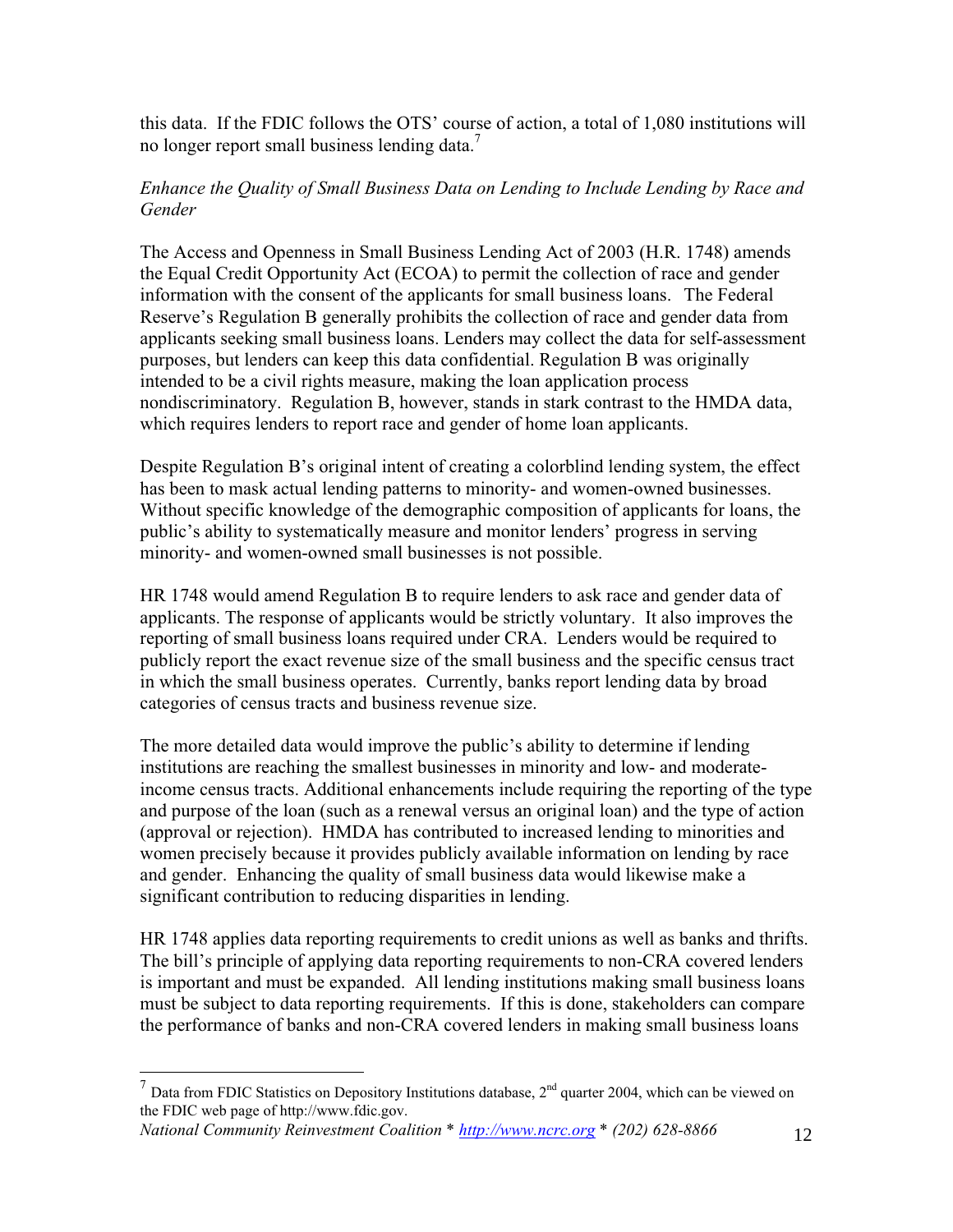this data. If the FDIC follows the OTS' course of action, a total of 1,080 institutions will no longer report small business lending data.[7]

*Enhance the Quality of Small Business Data on Lending to Include Lending by Race and Gender*

The Access and Openness in Small Business Lending Act of 2003 (H.R. 1748) amends the Equal Credit Opportunity Act (ECOA) to permit the collection of race and gender information with the consent of the applicants for small business loans. The Federal Reserve's Regulation B generally prohibits the collection of race and gender data from applicants seeking small business loans. Lenders may collect the data for self-assessment purposes, but lenders can keep this data confidential. Regulation B was originally intended to be a civil rights measure, making the loan application process nondiscriminatory. Regulation B, however, stands in stark contrast to the HMDA data, which requires lenders to report race and gender of home loan applicants.

Despite Regulation B's original intent of creating a colorblind lending system, the effect has been to mask actual lending patterns to minority- and women-owned businesses. Without specific knowledge of the demographic composition of applicants for loans, the public's ability to systematically measure and monitor lenders' progress in serving minority- and women-owned small businesses is not possible.

HR 1748 would amend Regulation B to require lenders to ask race and gender data of applicants. The response of applicants would be strictly voluntary. It also improves the reporting of small business loans required under CRA. Lenders would be required to publicly report the exact revenue size of the small business and the specific census tract in which the small business operates. Currently, banks report lending data by broad categories of census tracts and business revenue size.

The more detailed data would improve the public's ability to determine if lending institutions are reaching the smallest businesses in minority and low- and moderate-income census tracts. Additional enhancements include requiring the reporting of the type and purpose of the loan (such as a renewal versus an original loan) and the type of action (approval or rejection). HMDA has contributed to increased lending to minorities and women precisely because it provides publicly available information on lending by race and gender. Enhancing the quality of small business data would likewise make a significant contribution to reducing disparities in lending.

HR 1748 applies data reporting requirements to credit unions as well as banks and thrifts. The bill's principle of applying data reporting requirements to non-CRA covered lenders is important and must be expanded. All lending institutions making small business loans must be subject to data reporting requirements. If this is done, stakeholders can compare the performance of banks and non-CRA covered lenders in making small business loans

---

[7] Data from FDIC Statistics on Depository Institutions database, 2nd quarter 2004, which can be viewed on the FDIC web page of http://www.fdic.gov.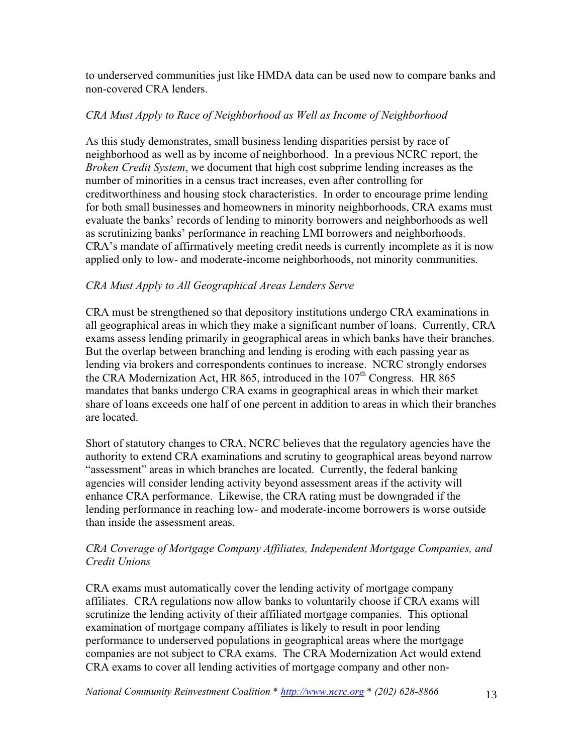to underserved communities just like HMDA data can be used now to compare banks and non-covered CRA lenders.

*CRA Must Apply to Race of Neighborhood as Well as Income of Neighborhood*

As this study demonstrates, small business lending disparities persist by race of neighborhood as well as by income of neighborhood. In a previous NCRC report, the *Broken Credit System*, we document that high cost subprime lending increases as the number of minorities in a census tract increases, even after controlling for creditworthiness and housing stock characteristics. In order to encourage prime lending for both small businesses and homeowners in minority neighborhoods, CRA exams must evaluate the banks' records of lending to minority borrowers and neighborhoods as well as scrutinizing banks' performance in reaching LMI borrowers and neighborhoods. CRA's mandate of affirmatively meeting credit needs is currently incomplete as it is now applied only to low- and moderate-income neighborhoods, not minority communities.

*CRA Must Apply to All Geographical Areas Lenders Serve*

CRA must be strengthened so that depository institutions undergo CRA examinations in all geographical areas in which they make a significant number of loans. Currently, CRA exams assess lending primarily in geographical areas in which banks have their branches. But the overlap between branching and lending is eroding with each passing year as lending via brokers and correspondents continues to increase. NCRC strongly endorses the CRA Modernization Act, HR 865, introduced in the 107th Congress. HR 865 mandates that banks undergo CRA exams in geographical areas in which their market share of loans exceeds one half of one percent in addition to areas in which their branches are located.

Short of statutory changes to CRA, NCRC believes that the regulatory agencies have the authority to extend CRA examinations and scrutiny to geographical areas beyond narrow "assessment" areas in which branches are located. Currently, the federal banking agencies will consider lending activity beyond assessment areas if the activity will enhance CRA performance. Likewise, the CRA rating must be downgraded if the lending performance in reaching low- and moderate-income borrowers is worse outside than inside the assessment areas.

*CRA Coverage of Mortgage Company Affiliates, Independent Mortgage Companies, and Credit Unions*

CRA exams must automatically cover the lending activity of mortgage company affiliates. CRA regulations now allow banks to voluntarily choose if CRA exams will scrutinize the lending activity of their affiliated mortgage companies. This optional examination of mortgage company affiliates is likely to result in poor lending performance to underserved populations in geographical areas where the mortgage companies are not subject to CRA exams. The CRA Modernization Act would extend CRA exams to cover all lending activities of mortgage company and other non-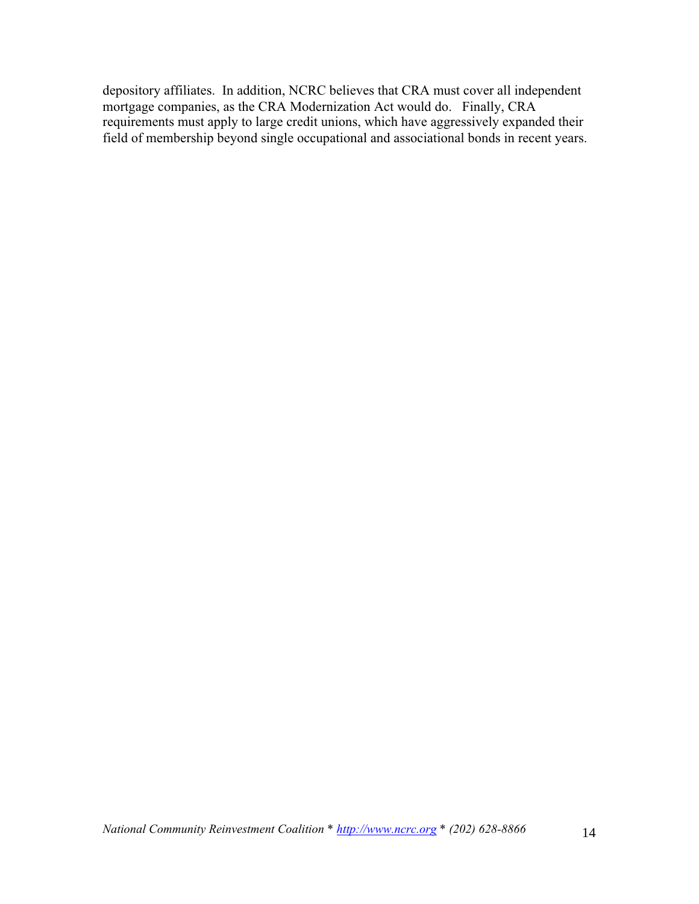depository affiliates. In addition, NCRC believes that CRA must cover all independent mortgage companies, as the CRA Modernization Act would do. Finally, CRA requirements must apply to large credit unions, which have aggressively expanded their field of membership beyond single occupational and associational bonds in recent years.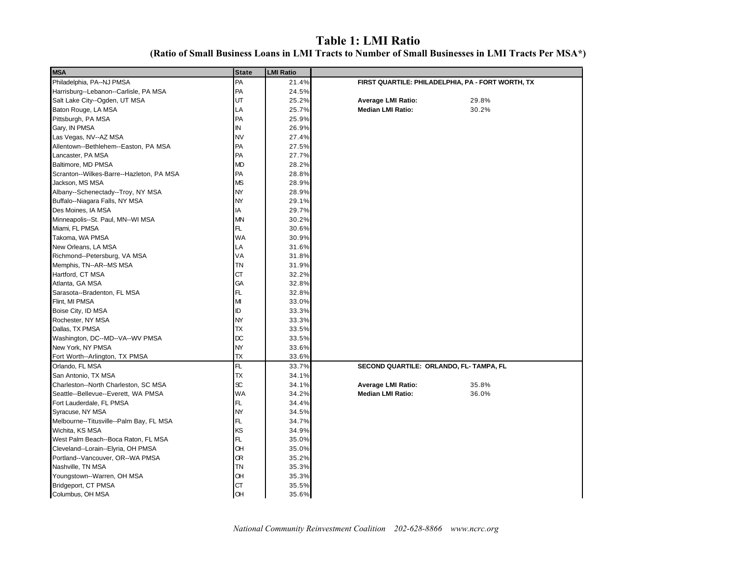# Table 1: LMI Ratio

**(Ratio of Small Business Loans in LMI Tracts to Number of Small Businesses in LMI Tracts Per MSA*)**

| MSA | State | LMI Ratio |
|---|---|---|
| Philadelphia, PA--NJ PMSA | PA | 21.4% |
| Harrisburg--Lebanon--Carlisle, PA MSA | PA | 24.5% |
| Salt Lake City--Ogden, UT MSA | UT | 25.2% |
| Baton Rouge, LA MSA | LA | 25.7% |
| Pittsburgh, PA MSA | PA | 25.9% |
| Gary, IN PMSA | IN | 26.9% |
| Las Vegas, NV--AZ MSA | NV | 27.4% |
| Allentown--Bethlehem--Easton, PA MSA | PA | 27.5% |
| Lancaster, PA MSA | PA | 27.7% |
| Baltimore, MD PMSA | MD | 28.2% |
| Scranton--Wilkes-Barre--Hazleton, PA MSA | PA | 28.8% |
| Jackson, MS MSA | MS | 28.9% |
| Albany--Schenectady--Troy, NY MSA | NY | 28.9% |
| Buffalo--Niagara Falls, NY MSA | NY | 29.1% |
| Des Moines, IA MSA | IA | 29.7% |
| Minneapolis--St. Paul, MN--WI MSA | MN | 30.2% |
| Miami, FL PMSA | FL | 30.6% |
| Takoma, WA PMSA | WA | 30.9% |
| New Orleans, LA MSA | LA | 31.6% |
| Richmond--Petersburg, VA MSA | VA | 31.8% |
| Memphis, TN--AR--MS MSA | TN | 31.9% |
| Hartford, CT MSA | CT | 32.2% |
| Atlanta, GA MSA | GA | 32.8% |
| Sarasota--Bradenton, FL MSA | FL | 32.8% |
| Flint, MI PMSA | MI | 33.0% |
| Boise City, ID MSA | ID | 33.3% |
| Rochester, NY MSA | NY | 33.3% |
| Dallas, TX PMSA | TX | 33.5% |
| Washington, DC--MD--VA--WV PMSA | DC | 33.5% |
| New York, NY PMSA | NY | 33.6% |
| Fort Worth--Arlington, TX PMSA | TX | 33.6% |
| Orlando, FL MSA | FL | 33.7% |
| San Antonio, TX MSA | TX | 34.1% |
| Charleston--North Charleston, SC MSA | SC | 34.1% |
| Seattle--Bellevue--Everett, WA PMSA | WA | 34.2% |
| Fort Lauderdale, FL PMSA | FL | 34.4% |
| Syracuse, NY MSA | NY | 34.5% |
| Melbourne--Titusville--Palm Bay, FL MSA | FL | 34.7% |
| Wichita, KS MSA | KS | 34.9% |
| West Palm Beach--Boca Raton, FL MSA | FL | 35.0% |
| Cleveland--Lorain--Elyria, OH PMSA | OH | 35.0% |
| Portland--Vancouver, OR--WA PMSA | OR | 35.2% |
| Nashville, TN MSA | TN | 35.3% |
| Youngstown--Warren, OH MSA | OH | 35.3% |
| Bridgeport, CT PMSA | CT | 35.5% |
| Columbus, OH MSA | OH | 35.6% |

**FIRST QUARTILE: PHILADELPHIA, PA - FORT WORTH, TX**

**Average LMI Ratio:** 29.8%
**Median LMI Ratio:** 30.2%

**SECOND QUARTILE: ORLANDO, FL- TAMPA, FL**

**Average LMI Ratio:** 35.8%
**Median LMI Ratio:** 36.0%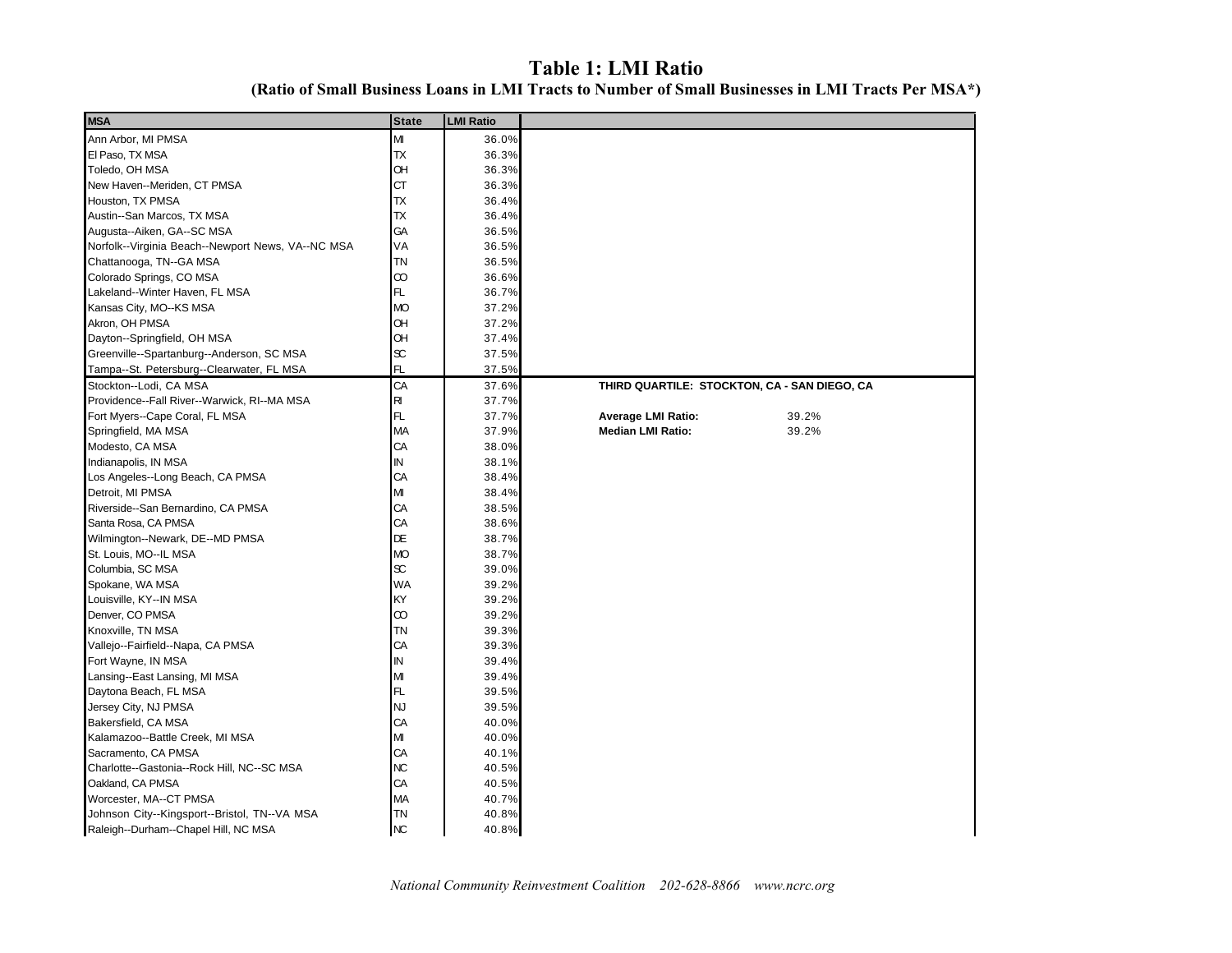# Table 1: LMI Ratio

## (Ratio of Small Business Loans in LMI Tracts to Number of Small Businesses in LMI Tracts Per MSA*)

| MSA | State | LMI Ratio | |
|---|---|---|---|
| Ann Arbor, MI PMSA | MI | 36.0% | |
| El Paso, TX MSA | TX | 36.3% | |
| Toledo, OH MSA | OH | 36.3% | |
| New Haven--Meriden, CT PMSA | CT | 36.3% | |
| Houston, TX PMSA | TX | 36.4% | |
| Austin--San Marcos, TX MSA | TX | 36.4% | |
| Augusta--Aiken, GA--SC MSA | GA | 36.5% | |
| Norfolk--Virginia Beach--Newport News, VA--NC MSA | VA | 36.5% | |
| Chattanooga, TN--GA MSA | TN | 36.5% | |
| Colorado Springs, CO MSA | CO | 36.6% | |
| Lakeland--Winter Haven, FL MSA | FL | 36.7% | |
| Kansas City, MO--KS MSA | MO | 37.2% | |
| Akron, OH PMSA | OH | 37.2% | |
| Dayton--Springfield, OH MSA | OH | 37.4% | |
| Greenville--Spartanburg--Anderson, SC MSA | SC | 37.5% | |
| Tampa--St. Petersburg--Clearwater, FL MSA | FL | 37.5% | |
| Stockton--Lodi, CA MSA | CA | 37.6% | **THIRD QUARTILE: STOCKTON, CA - SAN DIEGO, CA** |
| Providence--Fall River--Warwick, RI--MA MSA | RI | 37.7% | |
| Fort Myers--Cape Coral, FL MSA | FL | 37.7% | **Average LMI Ratio:** 39.2% |
| Springfield, MA MSA | MA | 37.9% | **Median LMI Ratio:** 39.2% |
| Modesto, CA MSA | CA | 38.0% | |
| Indianapolis, IN MSA | IN | 38.1% | |
| Los Angeles--Long Beach, CA PMSA | CA | 38.4% | |
| Detroit, MI PMSA | MI | 38.4% | |
| Riverside--San Bernardino, CA PMSA | CA | 38.5% | |
| Santa Rosa, CA PMSA | CA | 38.6% | |
| Wilmington--Newark, DE--MD PMSA | DE | 38.7% | |
| St. Louis, MO--IL MSA | MO | 38.7% | |
| Columbia, SC MSA | SC | 39.0% | |
| Spokane, WA MSA | WA | 39.2% | |
| Louisville, KY--IN MSA | KY | 39.2% | |
| Denver, CO PMSA | CO | 39.2% | |
| Knoxville, TN MSA | TN | 39.3% | |
| Vallejo--Fairfield--Napa, CA PMSA | CA | 39.3% | |
| Fort Wayne, IN MSA | IN | 39.4% | |
| Lansing--East Lansing, MI MSA | MI | 39.4% | |
| Daytona Beach, FL MSA | FL | 39.5% | |
| Jersey City, NJ PMSA | NJ | 39.5% | |
| Bakersfield, CA MSA | CA | 40.0% | |
| Kalamazoo--Battle Creek, MI MSA | MI | 40.0% | |
| Sacramento, CA PMSA | CA | 40.1% | |
| Charlotte--Gastonia--Rock Hill, NC--SC MSA | NC | 40.5% | |
| Oakland, CA PMSA | CA | 40.5% | |
| Worcester, MA--CT PMSA | MA | 40.7% | |
| Johnson City--Kingsport--Bristol, TN--VA MSA | TN | 40.8% | |
| Raleigh--Durham--Chapel Hill, NC MSA | NC | 40.8% | |

*National Community Reinvestment Coalition 202-628-8866 www.ncrc.org*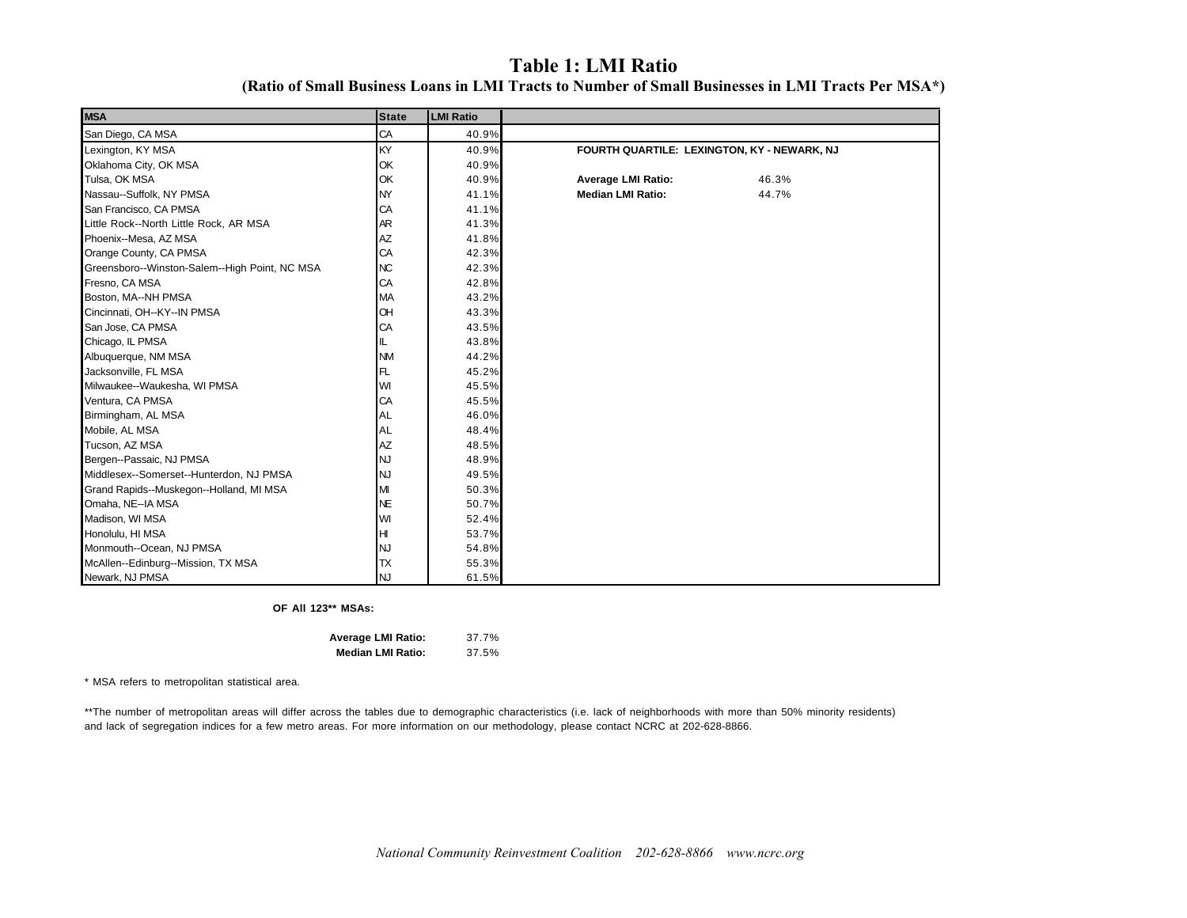# Table 1: LMI Ratio

**(Ratio of Small Business Loans in LMI Tracts to Number of Small Businesses in LMI Tracts Per MSA*)**

| MSA | State | LMI Ratio |
|---|---|---|
| San Diego, CA MSA | CA | 40.9% |
| Lexington, KY MSA | KY | 40.9% |
| Oklahoma City, OK MSA | OK | 40.9% |
| Tulsa, OK MSA | OK | 40.9% |
| Nassau--Suffolk, NY PMSA | NY | 41.1% |
| San Francisco, CA PMSA | CA | 41.1% |
| Little Rock--North Little Rock, AR MSA | AR | 41.3% |
| Phoenix--Mesa, AZ MSA | AZ | 41.8% |
| Orange County, CA PMSA | CA | 42.3% |
| Greensboro--Winston-Salem--High Point, NC MSA | NC | 42.3% |
| Fresno, CA MSA | CA | 42.8% |
| Boston, MA--NH PMSA | MA | 43.2% |
| Cincinnati, OH--KY--IN PMSA | OH | 43.3% |
| San Jose, CA PMSA | CA | 43.5% |
| Chicago, IL PMSA | IL | 43.8% |
| Albuquerque, NM MSA | NM | 44.2% |
| Jacksonville, FL MSA | FL | 45.2% |
| Milwaukee--Waukesha, WI PMSA | WI | 45.5% |
| Ventura, CA PMSA | CA | 45.5% |
| Birmingham, AL MSA | AL | 46.0% |
| Mobile, AL MSA | AL | 48.4% |
| Tucson, AZ MSA | AZ | 48.5% |
| Bergen--Passaic, NJ PMSA | NJ | 48.9% |
| Middlesex--Somerset--Hunterdon, NJ PMSA | NJ | 49.5% |
| Grand Rapids--Muskegon--Holland, MI MSA | MI | 50.3% |
| Omaha, NE--IA MSA | NE | 50.7% |
| Madison, WI MSA | WI | 52.4% |
| Honolulu, HI MSA | HI | 53.7% |
| Monmouth--Ocean, NJ PMSA | NJ | 54.8% |
| McAllen--Edinburg--Mission, TX MSA | TX | 55.3% |
| Newark, NJ PMSA | NJ | 61.5% |

**FOURTH QUARTILE: LEXINGTON, KY - NEWARK, NJ**

| | |
|---|---|
| **Average LMI Ratio:** | 46.3% |
| **Median LMI Ratio:** | 44.7% |

**OF All 123** MSAs:**

| | |
|---|---|
| **Average LMI Ratio:** | 37.7% |
| **Median LMI Ratio:** | 37.5% |

* MSA refers to metropolitan statistical area.

**The number of metropolitan areas will differ across the tables due to demographic characteristics (i.e. lack of neighborhoods with more than 50% minority residents) and lack of segregation indices for a few metro areas. For more information on our methodology, please contact NCRC at 202-628-8866.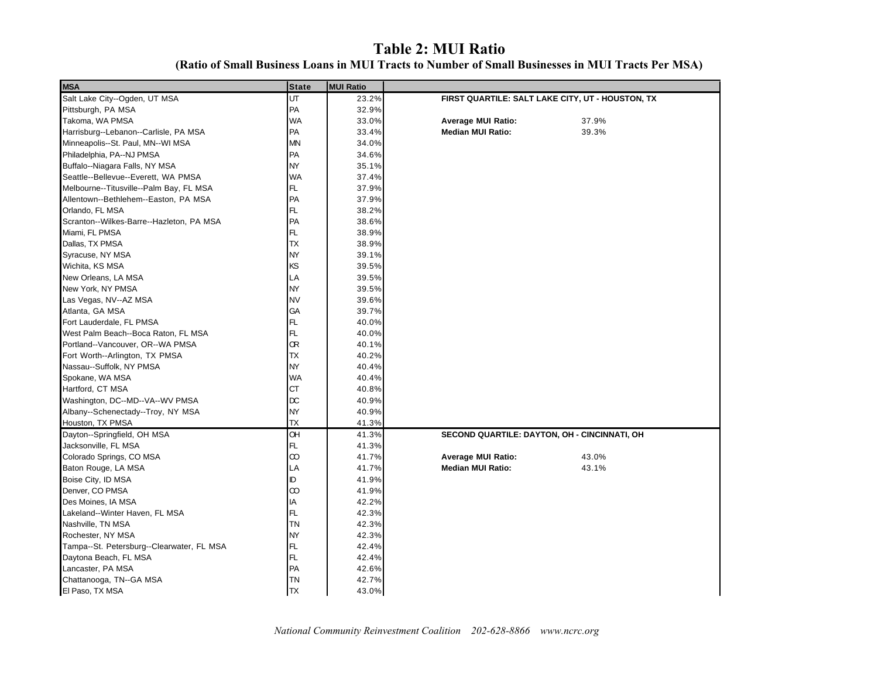# Table 2: MUI Ratio

## (Ratio of Small Business Loans in MUI Tracts to Number of Small Businesses in MUI Tracts Per MSA)

| MSA | State | MUI Ratio | | |
|---|---|---|---|---|
| Salt Lake City--Ogden, UT MSA | UT | 23.2% | **FIRST QUARTILE: SALT LAKE CITY, UT - HOUSTON, TX** | |
| Pittsburgh, PA MSA | PA | 32.9% | | |
| Takoma, WA PMSA | WA | 33.0% | **Average MUI Ratio:** | 37.9% |
| Harrisburg--Lebanon--Carlisle, PA MSA | PA | 33.4% | **Median MUI Ratio:** | 39.3% |
| Minneapolis--St. Paul, MN--WI MSA | MN | 34.0% | | |
| Philadelphia, PA--NJ PMSA | PA | 34.6% | | |
| Buffalo--Niagara Falls, NY MSA | NY | 35.1% | | |
| Seattle--Bellevue--Everett, WA PMSA | WA | 37.4% | | |
| Melbourne--Titusville--Palm Bay, FL MSA | FL | 37.9% | | |
| Allentown--Bethlehem--Easton, PA MSA | PA | 37.9% | | |
| Orlando, FL MSA | FL | 38.2% | | |
| Scranton--Wilkes-Barre--Hazleton, PA MSA | PA | 38.6% | | |
| Miami, FL PMSA | FL | 38.9% | | |
| Dallas, TX PMSA | TX | 38.9% | | |
| Syracuse, NY MSA | NY | 39.1% | | |
| Wichita, KS MSA | KS | 39.5% | | |
| New Orleans, LA MSA | LA | 39.5% | | |
| New York, NY PMSA | NY | 39.5% | | |
| Las Vegas, NV--AZ MSA | NV | 39.6% | | |
| Atlanta, GA MSA | GA | 39.7% | | |
| Fort Lauderdale, FL PMSA | FL | 40.0% | | |
| West Palm Beach--Boca Raton, FL MSA | FL | 40.0% | | |
| Portland--Vancouver, OR--WA PMSA | OR | 40.1% | | |
| Fort Worth--Arlington, TX PMSA | TX | 40.2% | | |
| Nassau--Suffolk, NY PMSA | NY | 40.4% | | |
| Spokane, WA MSA | WA | 40.4% | | |
| Hartford, CT MSA | CT | 40.8% | | |
| Washington, DC--MD--VA--WV PMSA | DC | 40.9% | | |
| Albany--Schenectady--Troy, NY MSA | NY | 40.9% | | |
| Houston, TX PMSA | TX | 41.3% | | |
| Dayton--Springfield, OH MSA | OH | 41.3% | **SECOND QUARTILE: DAYTON, OH - CINCINNATI, OH** | |
| Jacksonville, FL MSA | FL | 41.3% | | |
| Colorado Springs, CO MSA | CO | 41.7% | **Average MUI Ratio:** | 43.0% |
| Baton Rouge, LA MSA | LA | 41.7% | **Median MUI Ratio:** | 43.1% |
| Boise City, ID MSA | ID | 41.9% | | |
| Denver, CO PMSA | CO | 41.9% | | |
| Des Moines, IA MSA | IA | 42.2% | | |
| Lakeland--Winter Haven, FL MSA | FL | 42.3% | | |
| Nashville, TN MSA | TN | 42.3% | | |
| Rochester, NY MSA | NY | 42.3% | | |
| Tampa--St. Petersburg--Clearwater, FL MSA | FL | 42.4% | | |
| Daytona Beach, FL MSA | FL | 42.4% | | |
| Lancaster, PA MSA | PA | 42.6% | | |
| Chattanooga, TN--GA MSA | TN | 42.7% | | |
| El Paso, TX MSA | TX | 43.0% | | |

*National Community Reinvestment Coalition 202-628-8866 www.ncrc.org*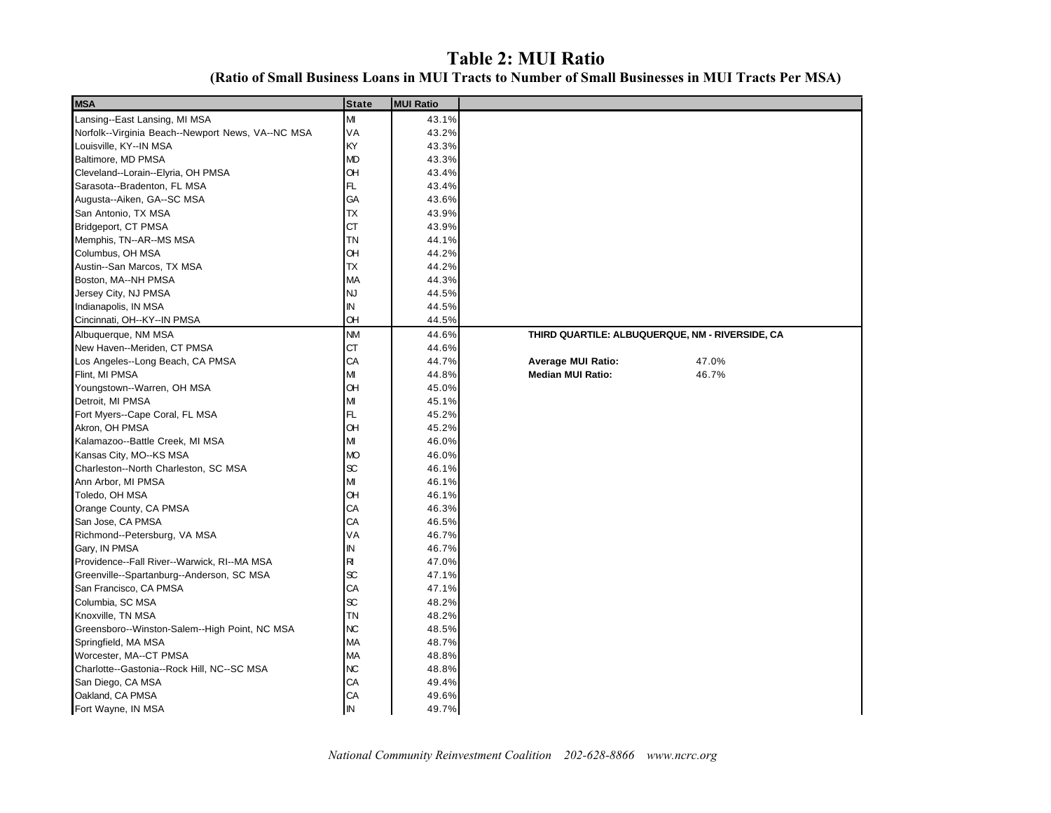# Table 2: MUI Ratio

## (Ratio of Small Business Loans in MUI Tracts to Number of Small Businesses in MUI Tracts Per MSA)

| MSA | State | MUI Ratio |
|---|---|---|
| Lansing--East Lansing, MI MSA | MI | 43.1% |
| Norfolk--Virginia Beach--Newport News, VA--NC MSA | VA | 43.2% |
| Louisville, KY--IN MSA | KY | 43.3% |
| Baltimore, MD PMSA | MD | 43.3% |
| Cleveland--Lorain--Elyria, OH PMSA | OH | 43.4% |
| Sarasota--Bradenton, FL MSA | FL | 43.4% |
| Augusta--Aiken, GA--SC MSA | GA | 43.6% |
| San Antonio, TX MSA | TX | 43.9% |
| Bridgeport, CT PMSA | CT | 43.9% |
| Memphis, TN--AR--MS MSA | TN | 44.1% |
| Columbus, OH MSA | OH | 44.2% |
| Austin--San Marcos, TX MSA | TX | 44.2% |
| Boston, MA--NH PMSA | MA | 44.3% |
| Jersey City, NJ PMSA | NJ | 44.5% |
| Indianapolis, IN MSA | IN | 44.5% |
| Cincinnati, OH--KY--IN PMSA | OH | 44.5% |
| Albuquerque, NM MSA | NM | 44.6% |
| New Haven--Meriden, CT PMSA | CT | 44.6% |
| Los Angeles--Long Beach, CA PMSA | CA | 44.7% |
| Flint, MI PMSA | MI | 44.8% |
| Youngstown--Warren, OH MSA | OH | 45.0% |
| Detroit, MI PMSA | MI | 45.1% |
| Fort Myers--Cape Coral, FL MSA | FL | 45.2% |
| Akron, OH PMSA | OH | 45.2% |
| Kalamazoo--Battle Creek, MI MSA | MI | 46.0% |
| Kansas City, MO--KS MSA | MO | 46.0% |
| Charleston--North Charleston, SC MSA | SC | 46.1% |
| Ann Arbor, MI PMSA | MI | 46.1% |
| Toledo, OH MSA | OH | 46.1% |
| Orange County, CA PMSA | CA | 46.3% |
| San Jose, CA PMSA | CA | 46.5% |
| Richmond--Petersburg, VA MSA | VA | 46.7% |
| Gary, IN PMSA | IN | 46.7% |
| Providence--Fall River--Warwick, RI--MA MSA | RI | 47.0% |
| Greenville--Spartanburg--Anderson, SC MSA | SC | 47.1% |
| San Francisco, CA PMSA | CA | 47.1% |
| Columbia, SC MSA | SC | 48.2% |
| Knoxville, TN MSA | TN | 48.2% |
| Greensboro--Winston-Salem--High Point, NC MSA | NC | 48.5% |
| Springfield, MA MSA | MA | 48.7% |
| Worcester, MA--CT PMSA | MA | 48.8% |
| Charlotte--Gastonia--Rock Hill, NC--SC MSA | NC | 48.8% |
| San Diego, CA MSA | CA | 49.4% |
| Oakland, CA PMSA | CA | 49.6% |
| Fort Wayne, IN MSA | IN | 49.7% |

**THIRD QUARTILE: ALBUQUERQUE, NM - RIVERSIDE, CA**

**Average MUI Ratio:** 47.0%

**Median MUI Ratio:** 46.7%

*National Community Reinvestment Coalition 202-628-8866 www.ncrc.org*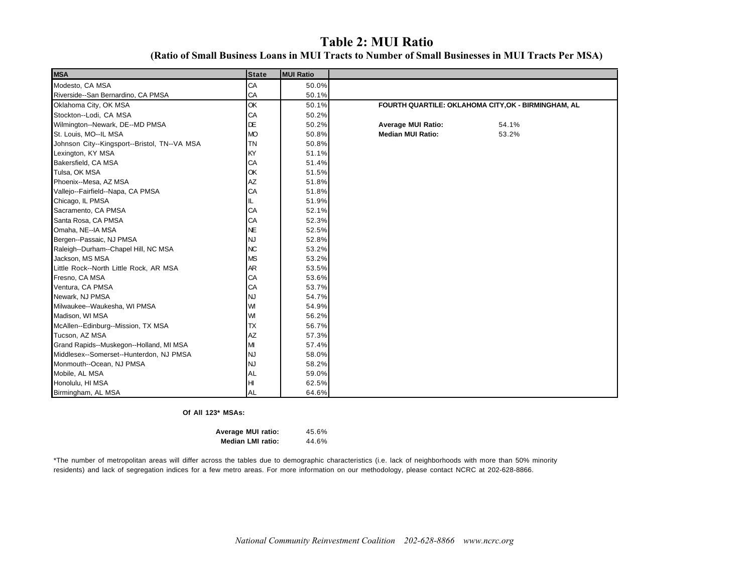# Table 2: MUI Ratio

### (Ratio of Small Business Loans in MUI Tracts to Number of Small Businesses in MUI Tracts Per MSA)

| MSA | State | MUI Ratio |
|---|---|---|
| Modesto, CA MSA | CA | 50.0% |
| Riverside--San Bernardino, CA PMSA | CA | 50.1% |
| Oklahoma City, OK MSA | OK | 50.1% |
| Stockton--Lodi, CA MSA | CA | 50.2% |
| Wilmington--Newark, DE--MD PMSA | DE | 50.2% |
| St. Louis, MO--IL MSA | MO | 50.8% |
| Johnson City--Kingsport--Bristol, TN--VA MSA | TN | 50.8% |
| Lexington, KY MSA | KY | 51.1% |
| Bakersfield, CA MSA | CA | 51.4% |
| Tulsa, OK MSA | OK | 51.5% |
| Phoenix--Mesa, AZ MSA | AZ | 51.8% |
| Vallejo--Fairfield--Napa, CA PMSA | CA | 51.8% |
| Chicago, IL PMSA | IL | 51.9% |
| Sacramento, CA PMSA | CA | 52.1% |
| Santa Rosa, CA PMSA | CA | 52.3% |
| Omaha, NE--IA MSA | NE | 52.5% |
| Bergen--Passaic, NJ PMSA | NJ | 52.8% |
| Raleigh--Durham--Chapel Hill, NC MSA | NC | 53.2% |
| Jackson, MS MSA | MS | 53.2% |
| Little Rock--North Little Rock, AR MSA | AR | 53.5% |
| Fresno, CA MSA | CA | 53.6% |
| Ventura, CA PMSA | CA | 53.7% |
| Newark, NJ PMSA | NJ | 54.7% |
| Milwaukee--Waukesha, WI PMSA | WI | 54.9% |
| Madison, WI MSA | WI | 56.2% |
| McAllen--Edinburg--Mission, TX MSA | TX | 56.7% |
| Tucson, AZ MSA | AZ | 57.3% |
| Grand Rapids--Muskegon--Holland, MI MSA | MI | 57.4% |
| Middlesex--Somerset--Hunterdon, NJ PMSA | NJ | 58.0% |
| Monmouth--Ocean, NJ PMSA | NJ | 58.2% |
| Mobile, AL MSA | AL | 59.0% |
| Honolulu, HI MSA | HI | 62.5% |
| Birmingham, AL MSA | AL | 64.6% |

**FOURTH QUARTILE: OKLAHOMA CITY, OK - BIRMINGHAM, AL**

| | |
|---|---|
| **Average MUI Ratio:** | 54.1% |
| **Median MUI Ratio:** | 53.2% |

**Of All 123* MSAs:**

| | |
|---|---|
| **Average MUI ratio:** | 45.6% |
| **Median LMI ratio:** | 44.6% |

*The number of metropolitan areas will differ across the tables due to demographic characteristics (i.e. lack of neighborhoods with more than 50% minority residents) and lack of segregation indices for a few metro areas. For more information on our methodology, please contact NCRC at 202-628-8866.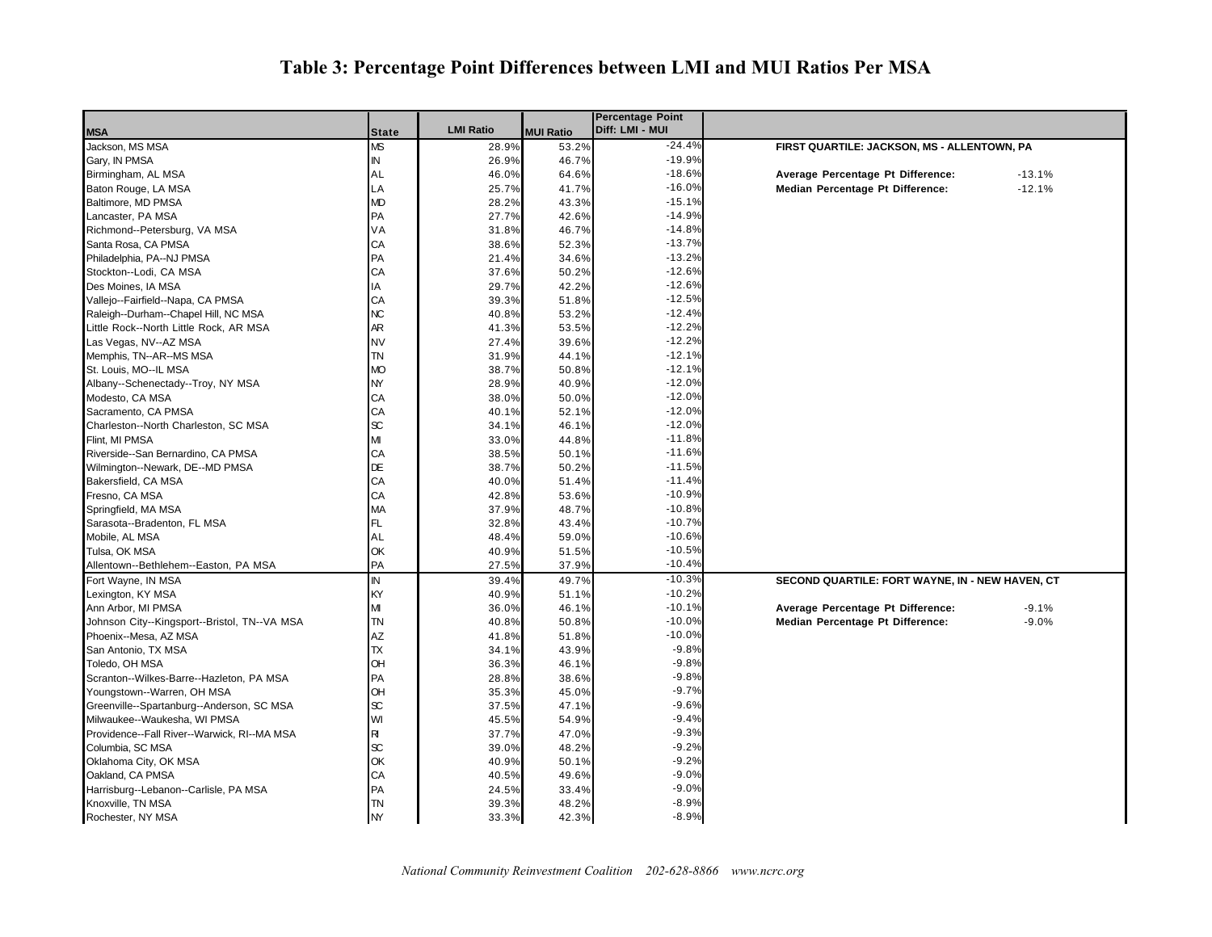# Table 3: Percentage Point Differences between LMI and MUI Ratios Per MSA

| MSA | State | LMI Ratio | MUI Ratio | Percentage Point Diff: LMI - MUI |
|---|---|---|---|---|
| Jackson, MS MSA | MS | 28.9% | 53.2% | -24.4% |
| Gary, IN PMSA | IN | 26.9% | 46.7% | -19.9% |
| Birmingham, AL MSA | AL | 46.0% | 64.6% | -18.6% |
| Baton Rouge, LA MSA | LA | 25.7% | 41.7% | -16.0% |
| Baltimore, MD PMSA | MD | 28.2% | 43.3% | -15.1% |
| Lancaster, PA MSA | PA | 27.7% | 42.6% | -14.9% |
| Richmond--Petersburg, VA MSA | VA | 31.8% | 46.7% | -14.8% |
| Santa Rosa, CA PMSA | CA | 38.6% | 52.3% | -13.7% |
| Philadelphia, PA--NJ PMSA | PA | 21.4% | 34.6% | -13.2% |
| Stockton--Lodi, CA MSA | CA | 37.6% | 50.2% | -12.6% |
| Des Moines, IA MSA | IA | 29.7% | 42.2% | -12.6% |
| Vallejo--Fairfield--Napa, CA PMSA | CA | 39.3% | 51.8% | -12.5% |
| Raleigh--Durham--Chapel Hill, NC MSA | NC | 40.8% | 53.2% | -12.4% |
| Little Rock--North Little Rock, AR MSA | AR | 41.3% | 53.5% | -12.2% |
| Las Vegas, NV--AZ MSA | NV | 27.4% | 39.6% | -12.2% |
| Memphis, TN--AR--MS MSA | TN | 31.9% | 44.1% | -12.1% |
| St. Louis, MO--IL MSA | MO | 38.7% | 50.8% | -12.1% |
| Albany--Schenectady--Troy, NY MSA | NY | 28.9% | 40.9% | -12.0% |
| Modesto, CA MSA | CA | 38.0% | 50.0% | -12.0% |
| Sacramento, CA PMSA | CA | 40.1% | 52.1% | -12.0% |
| Charleston--North Charleston, SC MSA | SC | 34.1% | 46.1% | -12.0% |
| Flint, MI PMSA | MI | 33.0% | 44.8% | -11.8% |
| Riverside--San Bernardino, CA PMSA | CA | 38.5% | 50.1% | -11.6% |
| Wilmington--Newark, DE--MD PMSA | DE | 38.7% | 50.2% | -11.5% |
| Bakersfield, CA MSA | CA | 40.0% | 51.4% | -11.4% |
| Fresno, CA MSA | CA | 42.8% | 53.6% | -10.9% |
| Springfield, MA MSA | MA | 37.9% | 48.7% | -10.8% |
| Sarasota--Bradenton, FL MSA | FL | 32.8% | 43.4% | -10.7% |
| Mobile, AL MSA | AL | 48.4% | 59.0% | -10.6% |
| Tulsa, OK MSA | OK | 40.9% | 51.5% | -10.5% |
| Allentown--Bethlehem--Easton, PA MSA | PA | 27.5% | 37.9% | -10.4% |
| Fort Wayne, IN MSA | IN | 39.4% | 49.7% | -10.3% |
| Lexington, KY MSA | KY | 40.9% | 51.1% | -10.2% |
| Ann Arbor, MI PMSA | MI | 36.0% | 46.1% | -10.1% |
| Johnson City--Kingsport--Bristol, TN--VA MSA | TN | 40.8% | 50.8% | -10.0% |
| Phoenix--Mesa, AZ MSA | AZ | 41.8% | 51.8% | -10.0% |
| San Antonio, TX MSA | TX | 34.1% | 43.9% | -9.8% |
| Toledo, OH MSA | OH | 36.3% | 46.1% | -9.8% |
| Scranton--Wilkes-Barre--Hazleton, PA MSA | PA | 28.8% | 38.6% | -9.8% |
| Youngstown--Warren, OH MSA | OH | 35.3% | 45.0% | -9.7% |
| Greenville--Spartanburg--Anderson, SC MSA | SC | 37.5% | 47.1% | -9.6% |
| Milwaukee--Waukesha, WI PMSA | WI | 45.5% | 54.9% | -9.4% |
| Providence--Fall River--Warwick, RI--MA MSA | RI | 37.7% | 47.0% | -9.3% |
| Columbia, SC MSA | SC | 39.0% | 48.2% | -9.2% |
| Oklahoma City, OK MSA | OK | 40.9% | 50.1% | -9.2% |
| Oakland, CA PMSA | CA | 40.5% | 49.6% | -9.0% |
| Harrisburg--Lebanon--Carlisle, PA MSA | PA | 24.5% | 33.4% | -9.0% |
| Knoxville, TN MSA | TN | 39.3% | 48.2% | -8.9% |
| Rochester, NY MSA | NY | 33.3% | 42.3% | -8.9% |

**FIRST QUARTILE: JACKSON, MS - ALLENTOWN, PA**

| | |
|---|---|
| **Average Percentage Pt Difference:** | -13.1% |
| **Median Percentage Pt Difference:** | -12.1% |

**SECOND QUARTILE: FORT WAYNE, IN - NEW HAVEN, CT**

| | |
|---|---|
| **Average Percentage Pt Difference:** | -9.1% |
| **Median Percentage Pt Difference:** | -9.0% |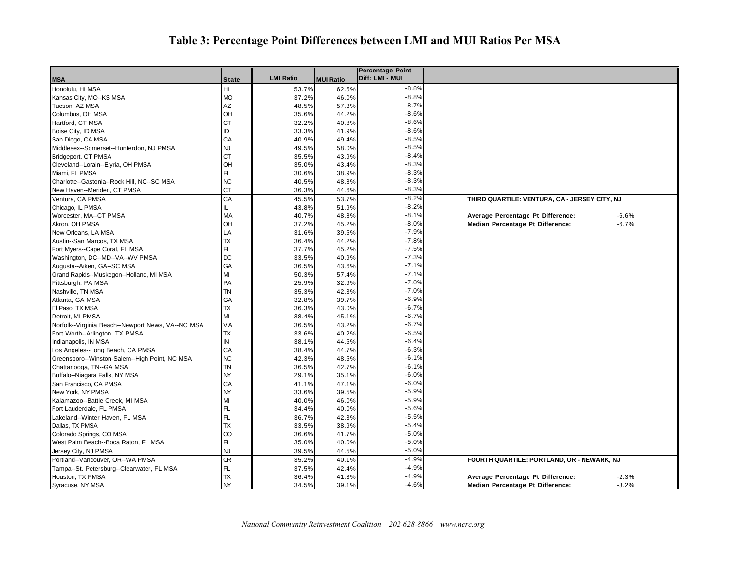# Table 3: Percentage Point Differences between LMI and MUI Ratios Per MSA

| MSA | State | LMI Ratio | MUI Ratio | Percentage Point Diff: LMI - MUI | | |
|---|---|---|---|---|---|---|
| Honolulu, HI MSA | HI | 53.7% | 62.5% | -8.8% | | |
| Kansas City, MO--KS MSA | MO | 37.2% | 46.0% | -8.8% | | |
| Tucson, AZ MSA | AZ | 48.5% | 57.3% | -8.7% | | |
| Columbus, OH MSA | OH | 35.6% | 44.2% | -8.6% | | |
| Hartford, CT MSA | CT | 32.2% | 40.8% | -8.6% | | |
| Boise City, ID MSA | ID | 33.3% | 41.9% | -8.6% | | |
| San Diego, CA MSA | CA | 40.9% | 49.4% | -8.5% | | |
| Middlesex--Somerset--Hunterdon, NJ PMSA | NJ | 49.5% | 58.0% | -8.5% | | |
| Bridgeport, CT PMSA | CT | 35.5% | 43.9% | -8.4% | | |
| Cleveland--Lorain--Elyria, OH PMSA | OH | 35.0% | 43.4% | -8.3% | | |
| Miami, FL PMSA | FL | 30.6% | 38.9% | -8.3% | | |
| Charlotte--Gastonia--Rock Hill, NC--SC MSA | NC | 40.5% | 48.8% | -8.3% | | |
| New Haven--Meriden, CT PMSA | CT | 36.3% | 44.6% | -8.3% | | |
| Ventura, CA PMSA | CA | 45.5% | 53.7% | -8.2% | **THIRD QUARTILE: VENTURA, CA - JERSEY CITY, NJ** | |
| Chicago, IL PMSA | IL | 43.8% | 51.9% | -8.2% | | |
| Worcester, MA--CT PMSA | MA | 40.7% | 48.8% | -8.1% | **Average Percentage Pt Difference:** | -6.6% |
| Akron, OH PMSA | OH | 37.2% | 45.2% | -8.0% | **Median Percentage Pt Difference:** | -6.7% |
| New Orleans, LA MSA | LA | 31.6% | 39.5% | -7.9% | | |
| Austin--San Marcos, TX MSA | TX | 36.4% | 44.2% | -7.8% | | |
| Fort Myers--Cape Coral, FL MSA | FL | 37.7% | 45.2% | -7.5% | | |
| Washington, DC--MD--VA--WV PMSA | DC | 33.5% | 40.9% | -7.3% | | |
| Augusta--Aiken, GA--SC MSA | GA | 36.5% | 43.6% | -7.1% | | |
| Grand Rapids--Muskegon--Holland, MI MSA | MI | 50.3% | 57.4% | -7.1% | | |
| Pittsburgh, PA MSA | PA | 25.9% | 32.9% | -7.0% | | |
| Nashville, TN MSA | TN | 35.3% | 42.3% | -7.0% | | |
| Atlanta, GA MSA | GA | 32.8% | 39.7% | -6.9% | | |
| El Paso, TX MSA | TX | 36.3% | 43.0% | -6.7% | | |
| Detroit, MI PMSA | MI | 38.4% | 45.1% | -6.7% | | |
| Norfolk--Virginia Beach--Newport News, VA--NC MSA | VA | 36.5% | 43.2% | -6.7% | | |
| Fort Worth--Arlington, TX PMSA | TX | 33.6% | 40.2% | -6.5% | | |
| Indianapolis, IN MSA | IN | 38.1% | 44.5% | -6.4% | | |
| Los Angeles--Long Beach, CA PMSA | CA | 38.4% | 44.7% | -6.3% | | |
| Greensboro--Winston-Salem--High Point, NC MSA | NC | 42.3% | 48.5% | -6.1% | | |
| Chattanooga, TN--GA MSA | TN | 36.5% | 42.7% | -6.1% | | |
| Buffalo--Niagara Falls, NY MSA | NY | 29.1% | 35.1% | -6.0% | | |
| San Francisco, CA PMSA | CA | 41.1% | 47.1% | -6.0% | | |
| New York, NY PMSA | NY | 33.6% | 39.5% | -5.9% | | |
| Kalamazoo--Battle Creek, MI MSA | MI | 40.0% | 46.0% | -5.9% | | |
| Fort Lauderdale, FL PMSA | FL | 34.4% | 40.0% | -5.6% | | |
| Lakeland--Winter Haven, FL MSA | FL | 36.7% | 42.3% | -5.5% | | |
| Dallas, TX PMSA | TX | 33.5% | 38.9% | -5.4% | | |
| Colorado Springs, CO MSA | CO | 36.6% | 41.7% | -5.0% | | |
| West Palm Beach--Boca Raton, FL MSA | FL | 35.0% | 40.0% | -5.0% | | |
| Jersey City, NJ PMSA | NJ | 39.5% | 44.5% | -5.0% | | |
| Portland--Vancouver, OR--WA PMSA | OR | 35.2% | 40.1% | -4.9% | **FOURTH QUARTILE: PORTLAND, OR - NEWARK, NJ** | |
| Tampa--St. Petersburg--Clearwater, FL MSA | FL | 37.5% | 42.4% | -4.9% | | |
| Houston, TX PMSA | TX | 36.4% | 41.3% | -4.9% | **Average Percentage Pt Difference:** | -2.3% |
| Syracuse, NY MSA | NY | 34.5% | 39.1% | -4.6% | **Median Percentage Pt Difference:** | -3.2% |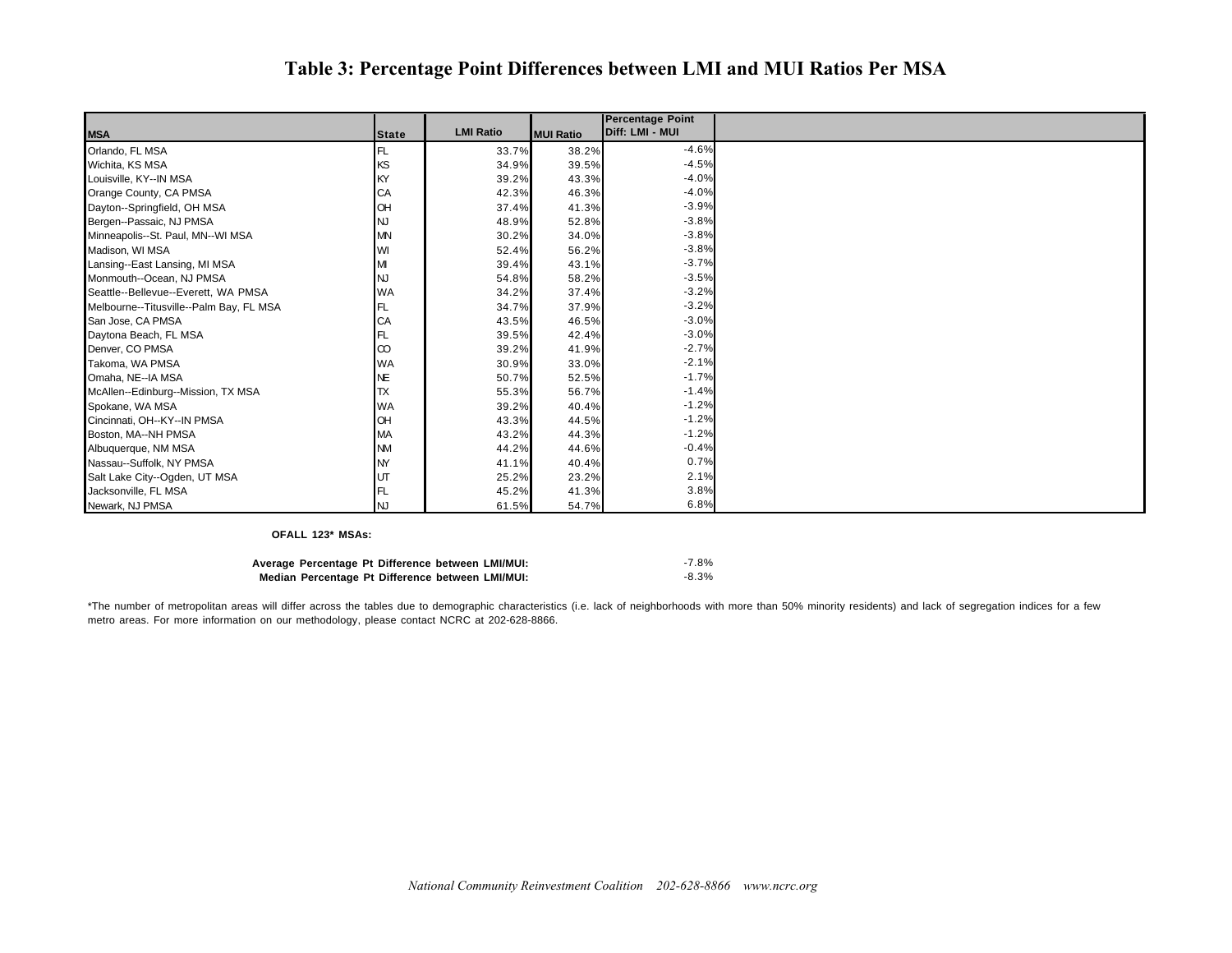# Table 3: Percentage Point Differences between LMI and MUI Ratios Per MSA

| MSA | State | LMI Ratio | MUI Ratio | Percentage Point Diff: LMI - MUI |
|---|---|---|---|---|
| Orlando, FL MSA | FL | 33.7% | 38.2% | -4.6% |
| Wichita, KS MSA | KS | 34.9% | 39.5% | -4.5% |
| Louisville, KY--IN MSA | KY | 39.2% | 43.3% | -4.0% |
| Orange County, CA PMSA | CA | 42.3% | 46.3% | -4.0% |
| Dayton--Springfield, OH MSA | OH | 37.4% | 41.3% | -3.9% |
| Bergen--Passaic, NJ PMSA | NJ | 48.9% | 52.8% | -3.8% |
| Minneapolis--St. Paul, MN--WI MSA | MN | 30.2% | 34.0% | -3.8% |
| Madison, WI MSA | WI | 52.4% | 56.2% | -3.8% |
| Lansing--East Lansing, MI MSA | MI | 39.4% | 43.1% | -3.7% |
| Monmouth--Ocean, NJ PMSA | NJ | 54.8% | 58.2% | -3.5% |
| Seattle--Bellevue--Everett, WA PMSA | WA | 34.2% | 37.4% | -3.2% |
| Melbourne--Titusville--Palm Bay, FL MSA | FL | 34.7% | 37.9% | -3.2% |
| San Jose, CA PMSA | CA | 43.5% | 46.5% | -3.0% |
| Daytona Beach, FL MSA | FL | 39.5% | 42.4% | -3.0% |
| Denver, CO PMSA | CO | 39.2% | 41.9% | -2.7% |
| Takoma, WA PMSA | WA | 30.9% | 33.0% | -2.1% |
| Omaha, NE--IA MSA | NE | 50.7% | 52.5% | -1.7% |
| McAllen--Edinburg--Mission, TX MSA | TX | 55.3% | 56.7% | -1.4% |
| Spokane, WA MSA | WA | 39.2% | 40.4% | -1.2% |
| Cincinnati, OH--KY--IN PMSA | OH | 43.3% | 44.5% | -1.2% |
| Boston, MA--NH PMSA | MA | 43.2% | 44.3% | -1.2% |
| Albuquerque, NM MSA | NM | 44.2% | 44.6% | -0.4% |
| Nassau--Suffolk, NY PMSA | NY | 41.1% | 40.4% | 0.7% |
| Salt Lake City--Ogden, UT MSA | UT | 25.2% | 23.2% | 2.1% |
| Jacksonville, FL MSA | FL | 45.2% | 41.3% | 3.8% |
| Newark, NJ PMSA | NJ | 61.5% | 54.7% | 6.8% |

**OFALL 123* MSAs:**

**Average Percentage Pt Difference between LMI/MUI:** -7.8%
**Median Percentage Pt Difference between LMI/MUI:** -8.3%

*The number of metropolitan areas will differ across the tables due to demographic characteristics (i.e. lack of neighborhoods with more than 50% minority residents) and lack of segregation indices for a few metro areas. For more information on our methodology, please contact NCRC at 202-628-8866.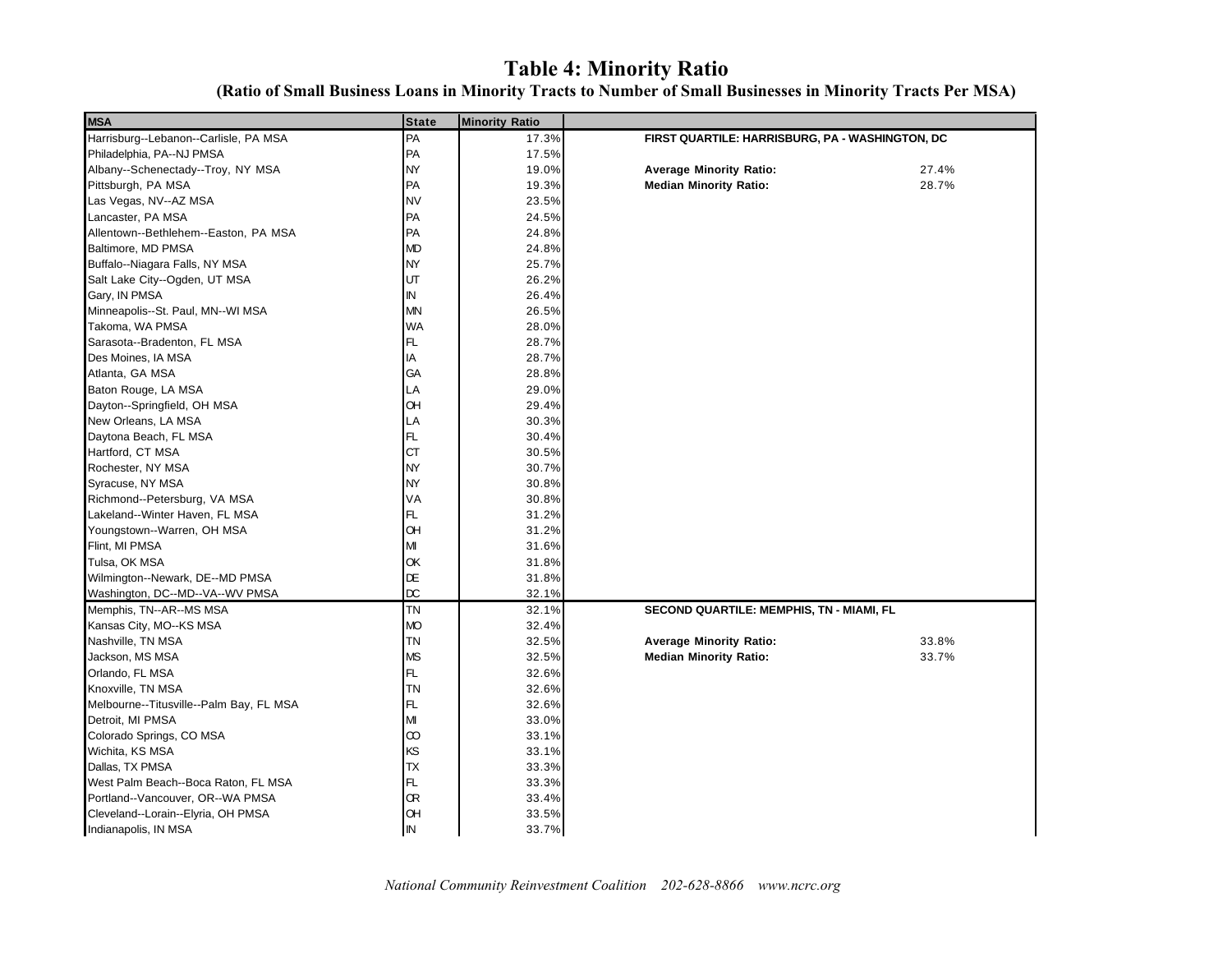# Table 4: Minority Ratio

## (Ratio of Small Business Loans in Minority Tracts to Number of Small Businesses in Minority Tracts Per MSA)

| MSA | State | Minority Ratio | | |
|---|---|---|---|---|
| Harrisburg--Lebanon--Carlisle, PA MSA | PA | 17.3% | **FIRST QUARTILE: HARRISBURG, PA - WASHINGTON, DC** | |
| Philadelphia, PA--NJ PMSA | PA | 17.5% | | |
| Albany--Schenectady--Troy, NY MSA | NY | 19.0% | **Average Minority Ratio:** | 27.4% |
| Pittsburgh, PA MSA | PA | 19.3% | **Median Minority Ratio:** | 28.7% |
| Las Vegas, NV--AZ MSA | NV | 23.5% | | |
| Lancaster, PA MSA | PA | 24.5% | | |
| Allentown--Bethlehem--Easton, PA MSA | PA | 24.8% | | |
| Baltimore, MD PMSA | MD | 24.8% | | |
| Buffalo--Niagara Falls, NY MSA | NY | 25.7% | | |
| Salt Lake City--Ogden, UT MSA | UT | 26.2% | | |
| Gary, IN PMSA | IN | 26.4% | | |
| Minneapolis--St. Paul, MN--WI MSA | MN | 26.5% | | |
| Takoma, WA PMSA | WA | 28.0% | | |
| Sarasota--Bradenton, FL MSA | FL | 28.7% | | |
| Des Moines, IA MSA | IA | 28.7% | | |
| Atlanta, GA MSA | GA | 28.8% | | |
| Baton Rouge, LA MSA | LA | 29.0% | | |
| Dayton--Springfield, OH MSA | OH | 29.4% | | |
| New Orleans, LA MSA | LA | 30.3% | | |
| Daytona Beach, FL MSA | FL | 30.4% | | |
| Hartford, CT MSA | CT | 30.5% | | |
| Rochester, NY MSA | NY | 30.7% | | |
| Syracuse, NY MSA | NY | 30.8% | | |
| Richmond--Petersburg, VA MSA | VA | 30.8% | | |
| Lakeland--Winter Haven, FL MSA | FL | 31.2% | | |
| Youngstown--Warren, OH MSA | OH | 31.2% | | |
| Flint, MI PMSA | MI | 31.6% | | |
| Tulsa, OK MSA | OK | 31.8% | | |
| Wilmington--Newark, DE--MD PMSA | DE | 31.8% | | |
| Washington, DC--MD--VA--WV PMSA | DC | 32.1% | | |
| Memphis, TN--AR--MS MSA | TN | 32.1% | **SECOND QUARTILE: MEMPHIS, TN - MIAMI, FL** | |
| Kansas City, MO--KS MSA | MO | 32.4% | | |
| Nashville, TN MSA | TN | 32.5% | **Average Minority Ratio:** | 33.8% |
| Jackson, MS MSA | MS | 32.5% | **Median Minority Ratio:** | 33.7% |
| Orlando, FL MSA | FL | 32.6% | | |
| Knoxville, TN MSA | TN | 32.6% | | |
| Melbourne--Titusville--Palm Bay, FL MSA | FL | 32.6% | | |
| Detroit, MI PMSA | MI | 33.0% | | |
| Colorado Springs, CO MSA | CO | 33.1% | | |
| Wichita, KS MSA | KS | 33.1% | | |
| Dallas, TX PMSA | TX | 33.3% | | |
| West Palm Beach--Boca Raton, FL MSA | FL | 33.3% | | |
| Portland--Vancouver, OR--WA PMSA | OR | 33.4% | | |
| Cleveland--Lorain--Elyria, OH PMSA | OH | 33.5% | | |
| Indianapolis, IN MSA | IN | 33.7% | | |

*National Community Reinvestment Coalition 202-628-8866 www.ncrc.org*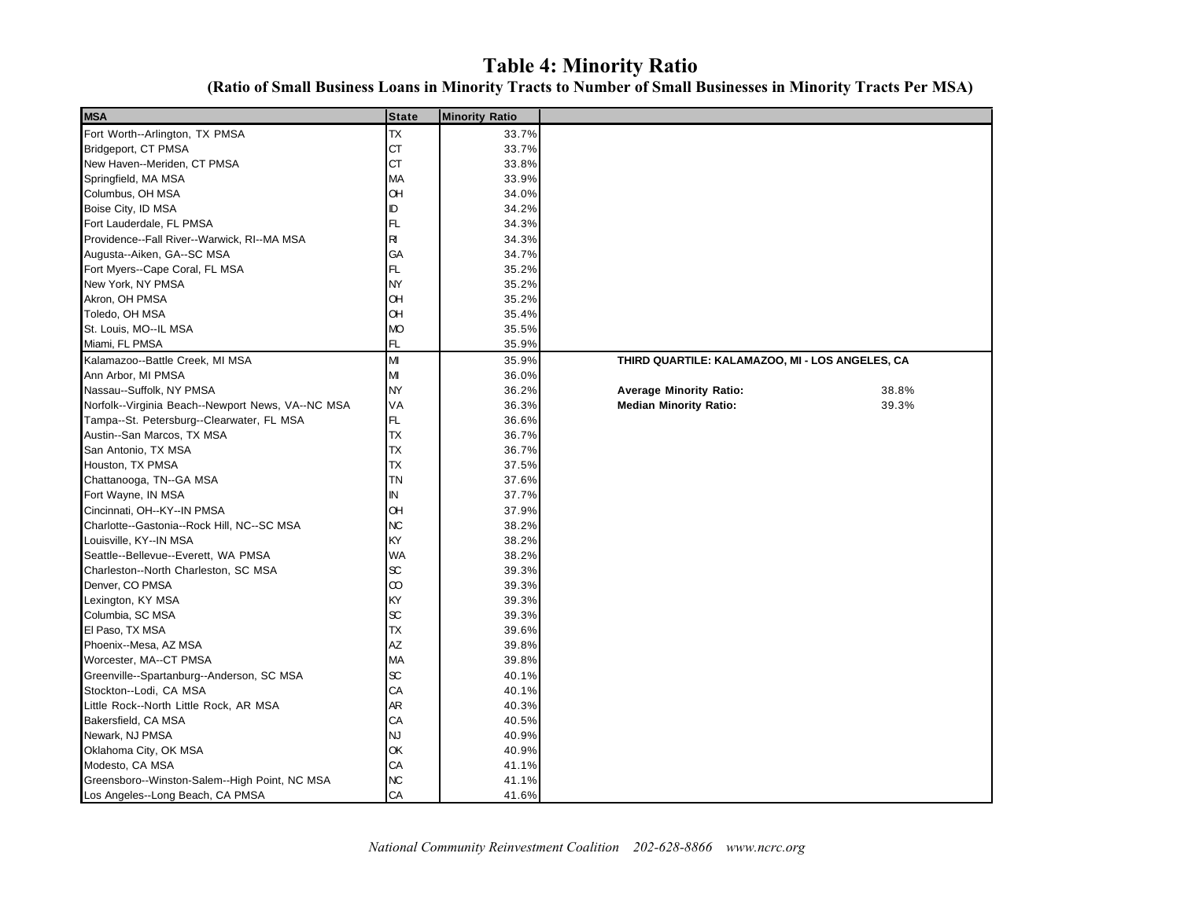# Table 4: Minority Ratio

**(Ratio of Small Business Loans in Minority Tracts to Number of Small Businesses in Minority Tracts Per MSA)**

| MSA | State | Minority Ratio |
|---|---|---|
| Fort Worth--Arlington, TX PMSA | TX | 33.7% |
| Bridgeport, CT PMSA | CT | 33.7% |
| New Haven--Meriden, CT PMSA | CT | 33.8% |
| Springfield, MA MSA | MA | 33.9% |
| Columbus, OH MSA | OH | 34.0% |
| Boise City, ID MSA | ID | 34.2% |
| Fort Lauderdale, FL PMSA | FL | 34.3% |
| Providence--Fall River--Warwick, RI--MA MSA | RI | 34.3% |
| Augusta--Aiken, GA--SC MSA | GA | 34.7% |
| Fort Myers--Cape Coral, FL MSA | FL | 35.2% |
| New York, NY PMSA | NY | 35.2% |
| Akron, OH PMSA | OH | 35.2% |
| Toledo, OH MSA | OH | 35.4% |
| St. Louis, MO--IL MSA | MO | 35.5% |
| Miami, FL PMSA | FL | 35.9% |
| Kalamazoo--Battle Creek, MI MSA | MI | 35.9% |
| Ann Arbor, MI PMSA | MI | 36.0% |
| Nassau--Suffolk, NY PMSA | NY | 36.2% |
| Norfolk--Virginia Beach--Newport News, VA--NC MSA | VA | 36.3% |
| Tampa--St. Petersburg--Clearwater, FL MSA | FL | 36.6% |
| Austin--San Marcos, TX MSA | TX | 36.7% |
| San Antonio, TX MSA | TX | 36.7% |
| Houston, TX PMSA | TX | 37.5% |
| Chattanooga, TN--GA MSA | TN | 37.6% |
| Fort Wayne, IN MSA | IN | 37.7% |
| Cincinnati, OH--KY--IN PMSA | OH | 37.9% |
| Charlotte--Gastonia--Rock Hill, NC--SC MSA | NC | 38.2% |
| Louisville, KY--IN MSA | KY | 38.2% |
| Seattle--Bellevue--Everett, WA PMSA | WA | 38.2% |
| Charleston--North Charleston, SC MSA | SC | 39.3% |
| Denver, CO PMSA | CO | 39.3% |
| Lexington, KY MSA | KY | 39.3% |
| Columbia, SC MSA | SC | 39.3% |
| El Paso, TX MSA | TX | 39.6% |
| Phoenix--Mesa, AZ MSA | AZ | 39.8% |
| Worcester, MA--CT PMSA | MA | 39.8% |
| Greenville--Spartanburg--Anderson, SC MSA | SC | 40.1% |
| Stockton--Lodi, CA MSA | CA | 40.1% |
| Little Rock--North Little Rock, AR MSA | AR | 40.3% |
| Bakersfield, CA MSA | CA | 40.5% |
| Newark, NJ PMSA | NJ | 40.9% |
| Oklahoma City, OK MSA | OK | 40.9% |
| Modesto, CA MSA | CA | 41.1% |
| Greensboro--Winston-Salem--High Point, NC MSA | NC | 41.1% |
| Los Angeles--Long Beach, CA PMSA | CA | 41.6% |

**THIRD QUARTILE: KALAMAZOO, MI - LOS ANGELES, CA**

| | |
|---|---|
| **Average Minority Ratio:** | 38.8% |
| **Median Minority Ratio:** | 39.3% |

*National Community Reinvestment Coalition 202-628-8866 www.ncrc.org*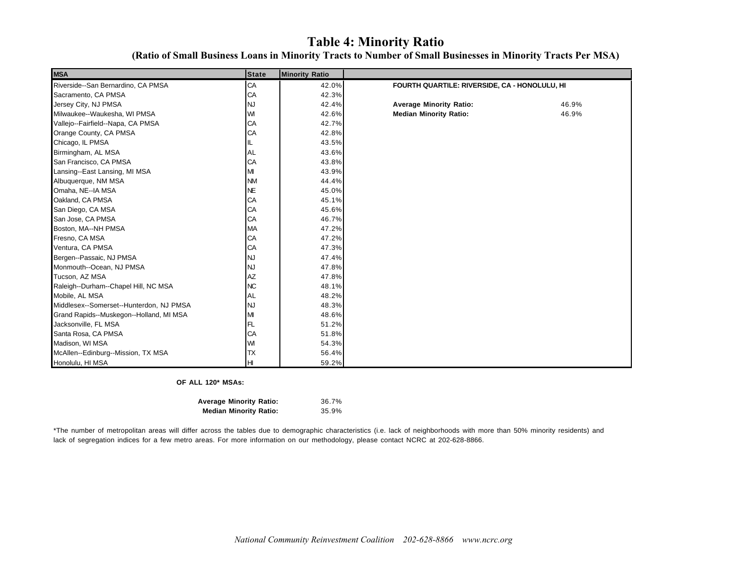# Table 4: Minority Ratio

### (Ratio of Small Business Loans in Minority Tracts to Number of Small Businesses in Minority Tracts Per MSA)

| MSA | State | Minority Ratio |
|---|---|---|
| Riverside--San Bernardino, CA PMSA | CA | 42.0% |
| Sacramento, CA PMSA | CA | 42.3% |
| Jersey City, NJ PMSA | NJ | 42.4% |
| Milwaukee--Waukesha, WI PMSA | WI | 42.6% |
| Vallejo--Fairfield--Napa, CA PMSA | CA | 42.7% |
| Orange County, CA PMSA | CA | 42.8% |
| Chicago, IL PMSA | IL | 43.5% |
| Birmingham, AL MSA | AL | 43.6% |
| San Francisco, CA PMSA | CA | 43.8% |
| Lansing--East Lansing, MI MSA | MI | 43.9% |
| Albuquerque, NM MSA | NM | 44.4% |
| Omaha, NE--IA MSA | NE | 45.0% |
| Oakland, CA PMSA | CA | 45.1% |
| San Diego, CA MSA | CA | 45.6% |
| San Jose, CA PMSA | CA | 46.7% |
| Boston, MA--NH PMSA | MA | 47.2% |
| Fresno, CA MSA | CA | 47.2% |
| Ventura, CA PMSA | CA | 47.3% |
| Bergen--Passaic, NJ PMSA | NJ | 47.4% |
| Monmouth--Ocean, NJ PMSA | NJ | 47.8% |
| Tucson, AZ MSA | AZ | 47.8% |
| Raleigh--Durham--Chapel Hill, NC MSA | NC | 48.1% |
| Mobile, AL MSA | AL | 48.2% |
| Middlesex--Somerset--Hunterdon, NJ PMSA | NJ | 48.3% |
| Grand Rapids--Muskegon--Holland, MI MSA | MI | 48.6% |
| Jacksonville, FL MSA | FL | 51.2% |
| Santa Rosa, CA PMSA | CA | 51.8% |
| Madison, WI MSA | WI | 54.3% |
| McAllen--Edinburg--Mission, TX MSA | TX | 56.4% |
| Honolulu, HI MSA | HI | 59.2% |

**FOURTH QUARTILE: RIVERSIDE, CA - HONOLULU, HI**

| | |
|---|---|
| **Average Minority Ratio:** | 46.9% |
| **Median Minority Ratio:** | 46.9% |

**OF ALL 120* MSAs:**

| | |
|---|---|
| **Average Minority Ratio:** | 36.7% |
| **Median Minority Ratio:** | 35.9% |

*The number of metropolitan areas will differ across the tables due to demographic characteristics (i.e. lack of neighborhoods with more than 50% minority residents) and lack of segregation indices for a few metro areas. For more information on our methodology, please contact NCRC at 202-628-8866.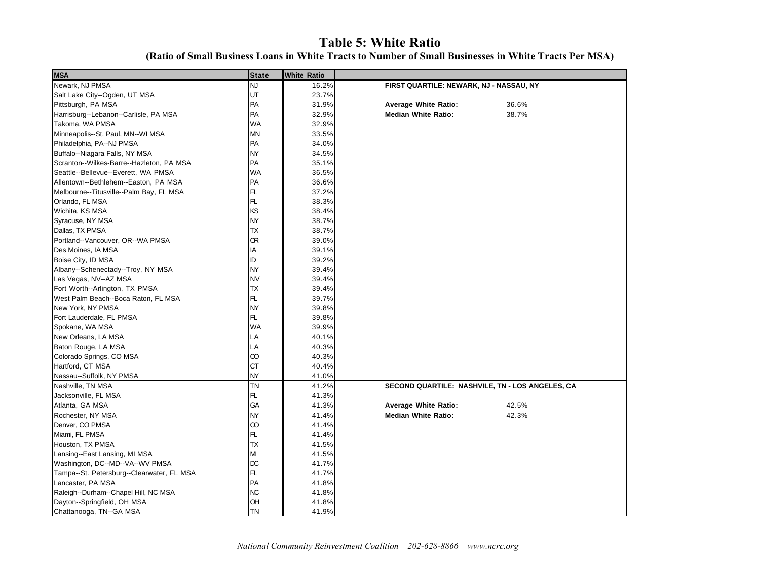# Table 5: White Ratio

**(Ratio of Small Business Loans in White Tracts to Number of Small Businesses in White Tracts Per MSA)**

| MSA | State | White Ratio |
|---|---|---|
| Newark, NJ PMSA | NJ | 16.2% |
| Salt Lake City--Ogden, UT MSA | UT | 23.7% |
| Pittsburgh, PA MSA | PA | 31.9% |
| Harrisburg--Lebanon--Carlisle, PA MSA | PA | 32.9% |
| Takoma, WA PMSA | WA | 32.9% |
| Minneapolis--St. Paul, MN--WI MSA | MN | 33.5% |
| Philadelphia, PA--NJ PMSA | PA | 34.0% |
| Buffalo--Niagara Falls, NY MSA | NY | 34.5% |
| Scranton--Wilkes-Barre--Hazleton, PA MSA | PA | 35.1% |
| Seattle--Bellevue--Everett, WA PMSA | WA | 36.5% |
| Allentown--Bethlehem--Easton, PA MSA | PA | 36.6% |
| Melbourne--Titusville--Palm Bay, FL MSA | FL | 37.2% |
| Orlando, FL MSA | FL | 38.3% |
| Wichita, KS MSA | KS | 38.4% |
| Syracuse, NY MSA | NY | 38.7% |
| Dallas, TX PMSA | TX | 38.7% |
| Portland--Vancouver, OR--WA PMSA | OR | 39.0% |
| Des Moines, IA MSA | IA | 39.1% |
| Boise City, ID MSA | ID | 39.2% |
| Albany--Schenectady--Troy, NY MSA | NY | 39.4% |
| Las Vegas, NV--AZ MSA | NV | 39.4% |
| Fort Worth--Arlington, TX PMSA | TX | 39.4% |
| West Palm Beach--Boca Raton, FL MSA | FL | 39.7% |
| New York, NY PMSA | NY | 39.8% |
| Fort Lauderdale, FL PMSA | FL | 39.8% |
| Spokane, WA MSA | WA | 39.9% |
| New Orleans, LA MSA | LA | 40.1% |
| Baton Rouge, LA MSA | LA | 40.3% |
| Colorado Springs, CO MSA | CO | 40.3% |
| Hartford, CT MSA | CT | 40.4% |
| Nassau--Suffolk, NY PMSA | NY | 41.0% |
| Nashville, TN MSA | TN | 41.2% |
| Jacksonville, FL MSA | FL | 41.3% |
| Atlanta, GA MSA | GA | 41.3% |
| Rochester, NY MSA | NY | 41.4% |
| Denver, CO PMSA | CO | 41.4% |
| Miami, FL PMSA | FL | 41.4% |
| Houston, TX PMSA | TX | 41.5% |
| Lansing--East Lansing, MI MSA | MI | 41.5% |
| Washington, DC--MD--VA--WV PMSA | DC | 41.7% |
| Tampa--St. Petersburg--Clearwater, FL MSA | FL | 41.7% |
| Lancaster, PA MSA | PA | 41.8% |
| Raleigh--Durham--Chapel Hill, NC MSA | NC | 41.8% |
| Dayton--Springfield, OH MSA | OH | 41.8% |
| Chattanooga, TN--GA MSA | TN | 41.9% |

**FIRST QUARTILE: NEWARK, NJ - NASSAU, NY**

**Average White Ratio:** 36.6%
**Median White Ratio:** 38.7%

**SECOND QUARTILE: NASHVILE, TN - LOS ANGELES, CA**

**Average White Ratio:** 42.5%
**Median White Ratio:** 42.3%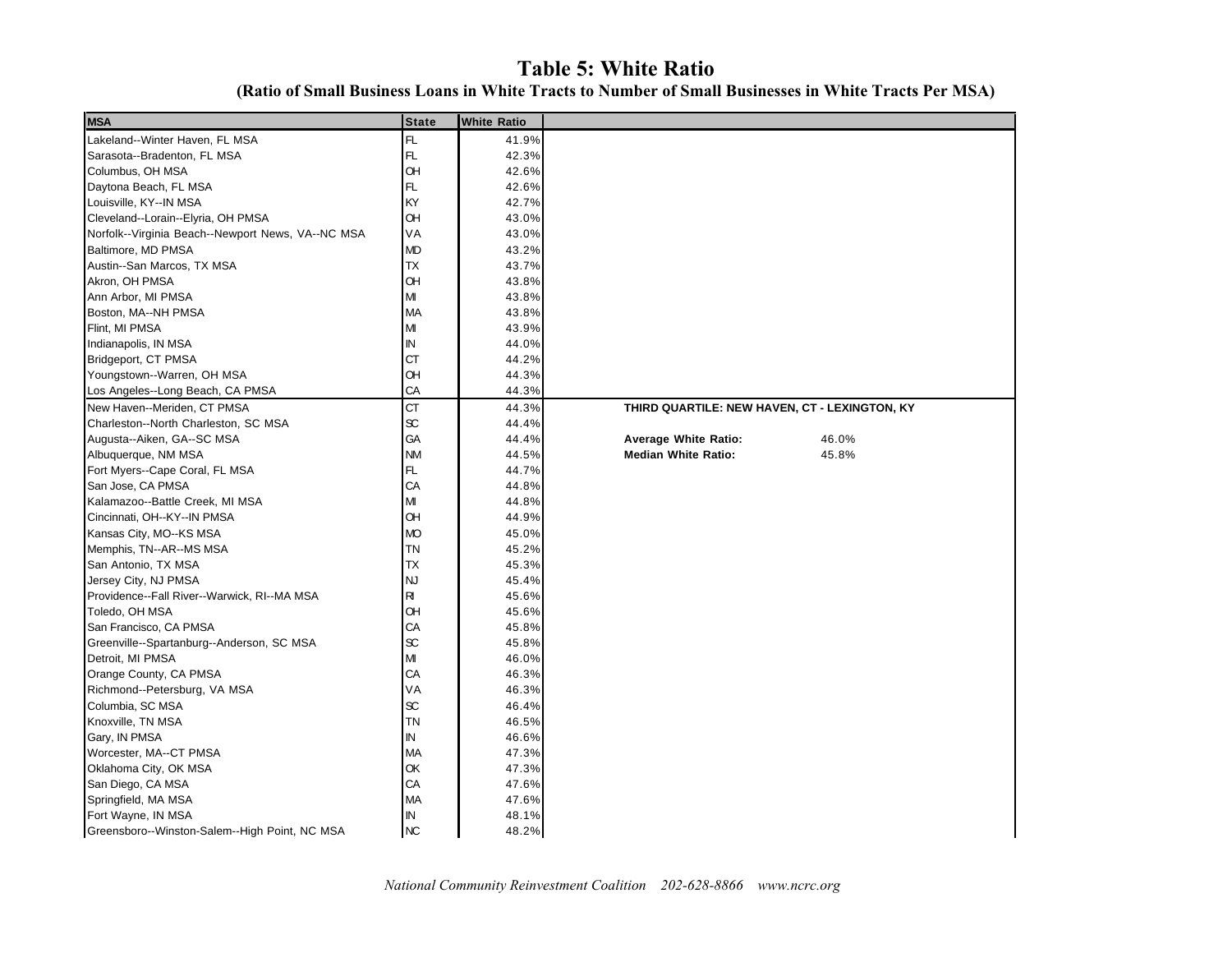# Table 5: White Ratio

**(Ratio of Small Business Loans in White Tracts to Number of Small Businesses in White Tracts Per MSA)**

| MSA | State | White Ratio | |
|---|---|---|---|
| Lakeland--Winter Haven, FL MSA | FL | 41.9% | |
| Sarasota--Bradenton, FL MSA | FL | 42.3% | |
| Columbus, OH MSA | OH | 42.6% | |
| Daytona Beach, FL MSA | FL | 42.6% | |
| Louisville, KY--IN MSA | KY | 42.7% | |
| Cleveland--Lorain--Elyria, OH PMSA | OH | 43.0% | |
| Norfolk--Virginia Beach--Newport News, VA--NC MSA | VA | 43.0% | |
| Baltimore, MD PMSA | MD | 43.2% | |
| Austin--San Marcos, TX MSA | TX | 43.7% | |
| Akron, OH PMSA | OH | 43.8% | |
| Ann Arbor, MI PMSA | MI | 43.8% | |
| Boston, MA--NH PMSA | MA | 43.8% | |
| Flint, MI PMSA | MI | 43.9% | |
| Indianapolis, IN MSA | IN | 44.0% | |
| Bridgeport, CT PMSA | CT | 44.2% | |
| Youngstown--Warren, OH MSA | OH | 44.3% | |
| Los Angeles--Long Beach, CA PMSA | CA | 44.3% | |
| New Haven--Meriden, CT PMSA | CT | 44.3% | **THIRD QUARTILE: NEW HAVEN, CT - LEXINGTON, KY** |
| Charleston--North Charleston, SC MSA | SC | 44.4% | |
| Augusta--Aiken, GA--SC MSA | GA | 44.4% | **Average White Ratio:** 46.0% |
| Albuquerque, NM MSA | NM | 44.5% | **Median White Ratio:** 45.8% |
| Fort Myers--Cape Coral, FL MSA | FL | 44.7% | |
| San Jose, CA PMSA | CA | 44.8% | |
| Kalamazoo--Battle Creek, MI MSA | MI | 44.8% | |
| Cincinnati, OH--KY--IN PMSA | OH | 44.9% | |
| Kansas City, MO--KS MSA | MO | 45.0% | |
| Memphis, TN--AR--MS MSA | TN | 45.2% | |
| San Antonio, TX MSA | TX | 45.3% | |
| Jersey City, NJ PMSA | NJ | 45.4% | |
| Providence--Fall River--Warwick, RI--MA MSA | RI | 45.6% | |
| Toledo, OH MSA | OH | 45.6% | |
| San Francisco, CA PMSA | CA | 45.8% | |
| Greenville--Spartanburg--Anderson, SC MSA | SC | 45.8% | |
| Detroit, MI PMSA | MI | 46.0% | |
| Orange County, CA PMSA | CA | 46.3% | |
| Richmond--Petersburg, VA MSA | VA | 46.3% | |
| Columbia, SC MSA | SC | 46.4% | |
| Knoxville, TN MSA | TN | 46.5% | |
| Gary, IN PMSA | IN | 46.6% | |
| Worcester, MA--CT PMSA | MA | 47.3% | |
| Oklahoma City, OK MSA | OK | 47.3% | |
| San Diego, CA MSA | CA | 47.6% | |
| Springfield, MA MSA | MA | 47.6% | |
| Fort Wayne, IN MSA | IN | 48.1% | |
| Greensboro--Winston-Salem--High Point, NC MSA | NC | 48.2% | |

*National Community Reinvestment Coalition 202-628-8866 www.ncrc.org*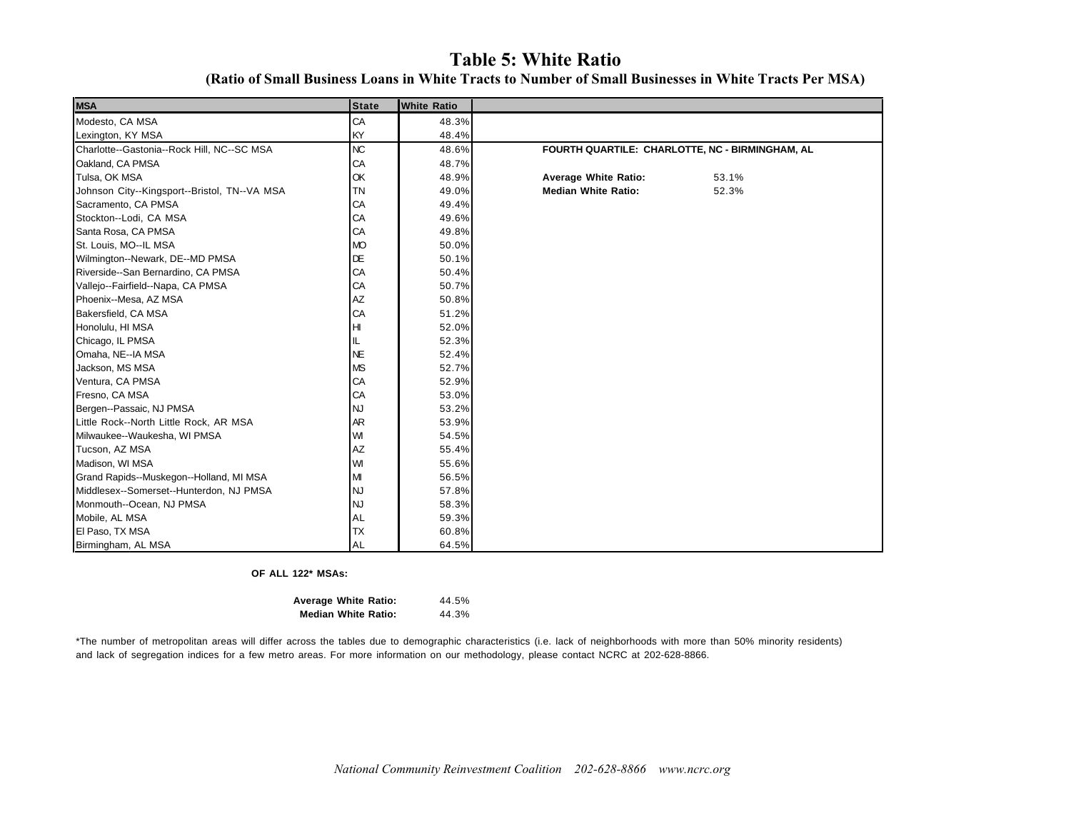# Table 5: White Ratio

**(Ratio of Small Business Loans in White Tracts to Number of Small Businesses in White Tracts Per MSA)**

| MSA | State | White Ratio |
|---|---|---|
| Modesto, CA MSA | CA | 48.3% |
| Lexington, KY MSA | KY | 48.4% |
| Charlotte--Gastonia--Rock Hill, NC--SC MSA | NC | 48.6% |
| Oakland, CA PMSA | CA | 48.7% |
| Tulsa, OK MSA | OK | 48.9% |
| Johnson City--Kingsport--Bristol, TN--VA MSA | TN | 49.0% |
| Sacramento, CA PMSA | CA | 49.4% |
| Stockton--Lodi, CA MSA | CA | 49.6% |
| Santa Rosa, CA PMSA | CA | 49.8% |
| St. Louis, MO--IL MSA | MO | 50.0% |
| Wilmington--Newark, DE--MD PMSA | DE | 50.1% |
| Riverside--San Bernardino, CA PMSA | CA | 50.4% |
| Vallejo--Fairfield--Napa, CA PMSA | CA | 50.7% |
| Phoenix--Mesa, AZ MSA | AZ | 50.8% |
| Bakersfield, CA MSA | CA | 51.2% |
| Honolulu, HI MSA | HI | 52.0% |
| Chicago, IL PMSA | IL | 52.3% |
| Omaha, NE--IA MSA | NE | 52.4% |
| Jackson, MS MSA | MS | 52.7% |
| Ventura, CA PMSA | CA | 52.9% |
| Fresno, CA MSA | CA | 53.0% |
| Bergen--Passaic, NJ PMSA | NJ | 53.2% |
| Little Rock--North Little Rock, AR MSA | AR | 53.9% |
| Milwaukee--Waukesha, WI PMSA | WI | 54.5% |
| Tucson, AZ MSA | AZ | 55.4% |
| Madison, WI MSA | WI | 55.6% |
| Grand Rapids--Muskegon--Holland, MI MSA | MI | 56.5% |
| Middlesex--Somerset--Hunterdon, NJ PMSA | NJ | 57.8% |
| Monmouth--Ocean, NJ PMSA | NJ | 58.3% |
| Mobile, AL MSA | AL | 59.3% |
| El Paso, TX MSA | TX | 60.8% |
| Birmingham, AL MSA | AL | 64.5% |

**FOURTH QUARTILE: CHARLOTTE, NC - BIRMINGHAM, AL**

| | |
|---|---|
| **Average White Ratio:** | 53.1% |
| **Median White Ratio:** | 52.3% |

**OF ALL 122\* MSAs:**

| | |
|---|---|
| **Average White Ratio:** | 44.5% |
| **Median White Ratio:** | 44.3% |

*The number of metropolitan areas will differ across the tables due to demographic characteristics (i.e. lack of neighborhoods with more than 50% minority residents) and lack of segregation indices for a few metro areas. For more information on our methodology, please contact NCRC at 202-628-8866.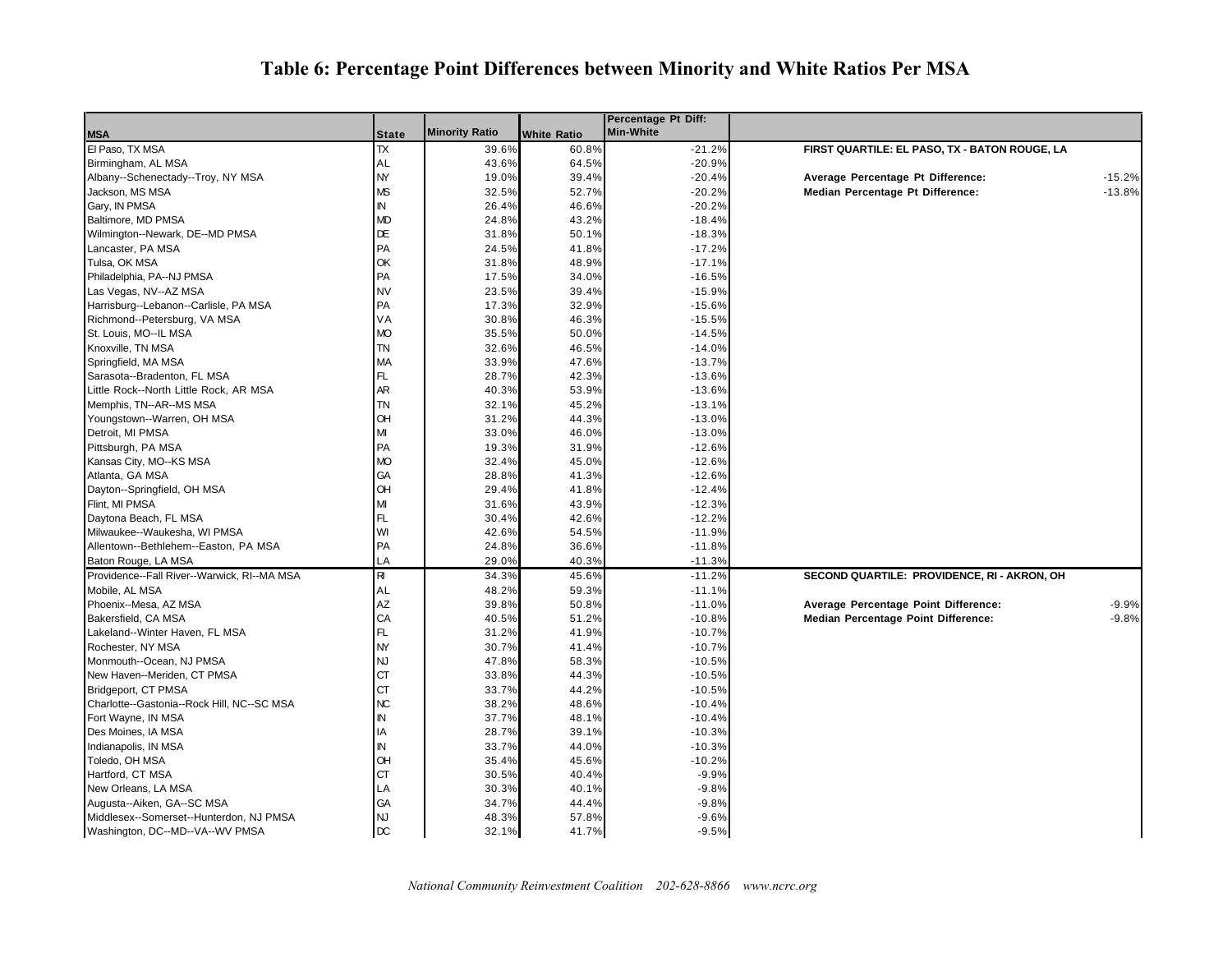# Table 6: Percentage Point Differences between Minority and White Ratios Per MSA

| MSA | State | Minority Ratio | White Ratio | Percentage Pt Diff: Min-White |
|---|---|---|---|---|
| El Paso, TX MSA | TX | 39.6% | 60.8% | -21.2% |
| Birmingham, AL MSA | AL | 43.6% | 64.5% | -20.9% |
| Albany--Schenectady--Troy, NY MSA | NY | 19.0% | 39.4% | -20.4% |
| Jackson, MS MSA | MS | 32.5% | 52.7% | -20.2% |
| Gary, IN PMSA | IN | 26.4% | 46.6% | -20.2% |
| Baltimore, MD PMSA | MD | 24.8% | 43.2% | -18.4% |
| Wilmington--Newark, DE--MD PMSA | DE | 31.8% | 50.1% | -18.3% |
| Lancaster, PA MSA | PA | 24.5% | 41.8% | -17.2% |
| Tulsa, OK MSA | OK | 31.8% | 48.9% | -17.1% |
| Philadelphia, PA--NJ PMSA | PA | 17.5% | 34.0% | -16.5% |
| Las Vegas, NV--AZ MSA | NV | 23.5% | 39.4% | -15.9% |
| Harrisburg--Lebanon--Carlisle, PA MSA | PA | 17.3% | 32.9% | -15.6% |
| Richmond--Petersburg, VA MSA | VA | 30.8% | 46.3% | -15.5% |
| St. Louis, MO--IL MSA | MO | 35.5% | 50.0% | -14.5% |
| Knoxville, TN MSA | TN | 32.6% | 46.5% | -14.0% |
| Springfield, MA MSA | MA | 33.9% | 47.6% | -13.7% |
| Sarasota--Bradenton, FL MSA | FL | 28.7% | 42.3% | -13.6% |
| Little Rock--North Little Rock, AR MSA | AR | 40.3% | 53.9% | -13.6% |
| Memphis, TN--AR--MS MSA | TN | 32.1% | 45.2% | -13.1% |
| Youngstown--Warren, OH MSA | OH | 31.2% | 44.3% | -13.0% |
| Detroit, MI PMSA | MI | 33.0% | 46.0% | -13.0% |
| Pittsburgh, PA MSA | PA | 19.3% | 31.9% | -12.6% |
| Kansas City, MO--KS MSA | MO | 32.4% | 45.0% | -12.6% |
| Atlanta, GA MSA | GA | 28.8% | 41.3% | -12.6% |
| Dayton--Springfield, OH MSA | OH | 29.4% | 41.8% | -12.4% |
| Flint, MI PMSA | MI | 31.6% | 43.9% | -12.3% |
| Daytona Beach, FL MSA | FL | 30.4% | 42.6% | -12.2% |
| Milwaukee--Waukesha, WI PMSA | WI | 42.6% | 54.5% | -11.9% |
| Allentown--Bethlehem--Easton, PA MSA | PA | 24.8% | 36.6% | -11.8% |
| Baton Rouge, LA MSA | LA | 29.0% | 40.3% | -11.3% |
| Providence--Fall River--Warwick, RI--MA MSA | RI | 34.3% | 45.6% | -11.2% |
| Mobile, AL MSA | AL | 48.2% | 59.3% | -11.1% |
| Phoenix--Mesa, AZ MSA | AZ | 39.8% | 50.8% | -11.0% |
| Bakersfield, CA MSA | CA | 40.5% | 51.2% | -10.8% |
| Lakeland--Winter Haven, FL MSA | FL | 31.2% | 41.9% | -10.7% |
| Rochester, NY MSA | NY | 30.7% | 41.4% | -10.7% |
| Monmouth--Ocean, NJ PMSA | NJ | 47.8% | 58.3% | -10.5% |
| New Haven--Meriden, CT PMSA | CT | 33.8% | 44.3% | -10.5% |
| Bridgeport, CT PMSA | CT | 33.7% | 44.2% | -10.5% |
| Charlotte--Gastonia--Rock Hill, NC--SC MSA | NC | 38.2% | 48.6% | -10.4% |
| Fort Wayne, IN MSA | IN | 37.7% | 48.1% | -10.4% |
| Des Moines, IA MSA | IA | 28.7% | 39.1% | -10.3% |
| Indianapolis, IN MSA | IN | 33.7% | 44.0% | -10.3% |
| Toledo, OH MSA | OH | 35.4% | 45.6% | -10.2% |
| Hartford, CT MSA | CT | 30.5% | 40.4% | -9.9% |
| New Orleans, LA MSA | LA | 30.3% | 40.1% | -9.8% |
| Augusta--Aiken, GA--SC MSA | GA | 34.7% | 44.4% | -9.8% |
| Middlesex--Somerset--Hunterdon, NJ PMSA | NJ | 48.3% | 57.8% | -9.6% |
| Washington, DC--MD--VA--WV PMSA | DC | 32.1% | 41.7% | -9.5% |

**FIRST QUARTILE: EL PASO, TX - BATON ROUGE, LA**

| | |
|---|---|
| **Average Percentage Pt Difference:** | -15.2% |
| **Median Percentage Pt Difference:** | -13.8% |

**SECOND QUARTILE: PROVIDENCE, RI - AKRON, OH**

| | |
|---|---|
| **Average Percentage Point Difference:** | -9.9% |
| **Median Percentage Point Difference:** | -9.8% |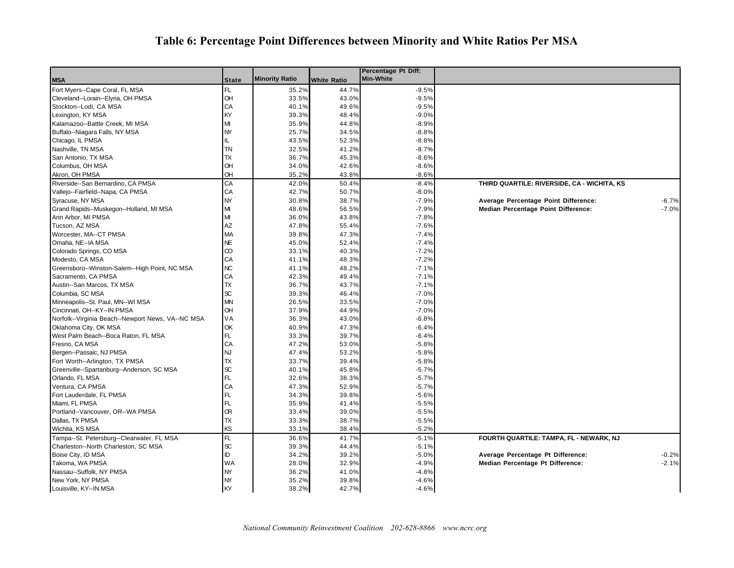# Table 6: Percentage Point Differences between Minority and White Ratios Per MSA

| MSA | State | Minority Ratio | White Ratio | Percentage Pt Diff: Min-White | | |
|---|---|---|---|---|---|---|
| Fort Myers--Cape Coral, FL MSA | FL | 35.2% | 44.7% | -9.5% | | |
| Cleveland--Lorain--Elyria, OH PMSA | OH | 33.5% | 43.0% | -9.5% | | |
| Stockton--Lodi, CA MSA | CA | 40.1% | 49.6% | -9.5% | | |
| Lexington, KY MSA | KY | 39.3% | 48.4% | -9.0% | | |
| Kalamazoo--Battle Creek, MI MSA | MI | 35.9% | 44.8% | -8.9% | | |
| Buffalo--Niagara Falls, NY MSA | NY | 25.7% | 34.5% | -8.8% | | |
| Chicago, IL PMSA | IL | 43.5% | 52.3% | -8.8% | | |
| Nashville, TN MSA | TN | 32.5% | 41.2% | -8.7% | | |
| San Antonio, TX MSA | TX | 36.7% | 45.3% | -8.6% | | |
| Columbus, OH MSA | OH | 34.0% | 42.6% | -8.6% | | |
| Akron, OH PMSA | OH | 35.2% | 43.8% | -8.6% | | |
| Riverside--San Bernardino, CA PMSA | CA | 42.0% | 50.4% | -8.4% | **THIRD QUARTILE: RIVERSIDE, CA - WICHITA, KS** | |
| Vallejo--Fairfield--Napa, CA PMSA | CA | 42.7% | 50.7% | -8.0% | | |
| Syracuse, NY MSA | NY | 30.8% | 38.7% | -7.9% | **Average Percentage Point Difference:** | -6.7% |
| Grand Rapids--Muskegon--Holland, MI MSA | MI | 48.6% | 56.5% | -7.9% | **Median Percentage Point Difference:** | -7.0% |
| Ann Arbor, MI PMSA | MI | 36.0% | 43.8% | -7.8% | | |
| Tucson, AZ MSA | AZ | 47.8% | 55.4% | -7.6% | | |
| Worcester, MA--CT PMSA | MA | 39.8% | 47.3% | -7.4% | | |
| Omaha, NE--IA MSA | NE | 45.0% | 52.4% | -7.4% | | |
| Colorado Springs, CO MSA | CO | 33.1% | 40.3% | -7.2% | | |
| Modesto, CA MSA | CA | 41.1% | 48.3% | -7.2% | | |
| Greensboro--Winston-Salem--High Point, NC MSA | NC | 41.1% | 48.2% | -7.1% | | |
| Sacramento, CA PMSA | CA | 42.3% | 49.4% | -7.1% | | |
| Austin--San Marcos, TX MSA | TX | 36.7% | 43.7% | -7.1% | | |
| Columbia, SC MSA | SC | 39.3% | 46.4% | -7.0% | | |
| Minneapolis--St. Paul, MN--WI MSA | MN | 26.5% | 33.5% | -7.0% | | |
| Cincinnati, OH--KY--IN PMSA | OH | 37.9% | 44.9% | -7.0% | | |
| Norfolk--Virginia Beach--Newport News, VA--NC MSA | VA | 36.3% | 43.0% | -6.8% | | |
| Oklahoma City, OK MSA | OK | 40.9% | 47.3% | -6.4% | | |
| West Palm Beach--Boca Raton, FL MSA | FL | 33.3% | 39.7% | -6.4% | | |
| Fresno, CA MSA | CA | 47.2% | 53.0% | -5.8% | | |
| Bergen--Passaic, NJ PMSA | NJ | 47.4% | 53.2% | -5.8% | | |
| Fort Worth--Arlington, TX PMSA | TX | 33.7% | 39.4% | -5.8% | | |
| Greenville--Spartanburg--Anderson, SC MSA | SC | 40.1% | 45.8% | -5.7% | | |
| Orlando, FL MSA | FL | 32.6% | 38.3% | -5.7% | | |
| Ventura, CA PMSA | CA | 47.3% | 52.9% | -5.7% | | |
| Fort Lauderdale, FL PMSA | FL | 34.3% | 39.8% | -5.6% | | |
| Miami, FL PMSA | FL | 35.9% | 41.4% | -5.5% | | |
| Portland--Vancouver, OR--WA PMSA | OR | 33.4% | 39.0% | -5.5% | | |
| Dallas, TX PMSA | TX | 33.3% | 38.7% | -5.5% | | |
| Wichita, KS MSA | KS | 33.1% | 38.4% | -5.2% | | |
| Tampa--St. Petersburg--Clearwater, FL MSA | FL | 36.6% | 41.7% | -5.1% | **FOURTH QUARTILE: TAMPA, FL - NEWARK, NJ** | |
| Charleston--North Charleston, SC MSA | SC | 39.3% | 44.4% | -5.1% | | |
| Boise City, ID MSA | ID | 34.2% | 39.2% | -5.0% | **Average Percentage Pt Difference:** | -0.2% |
| Takoma, WA PMSA | WA | 28.0% | 32.9% | -4.9% | **Median Percentage Pt Difference:** | -2.1% |
| Nassau--Suffolk, NY PMSA | NY | 36.2% | 41.0% | -4.8% | | |
| New York, NY PMSA | NY | 35.2% | 39.8% | -4.6% | | |
| Louisville, KY--IN MSA | KY | 38.2% | 42.7% | -4.6% | | |

*National Community Reinvestment Coalition 202-628-8866 www.ncrc.org*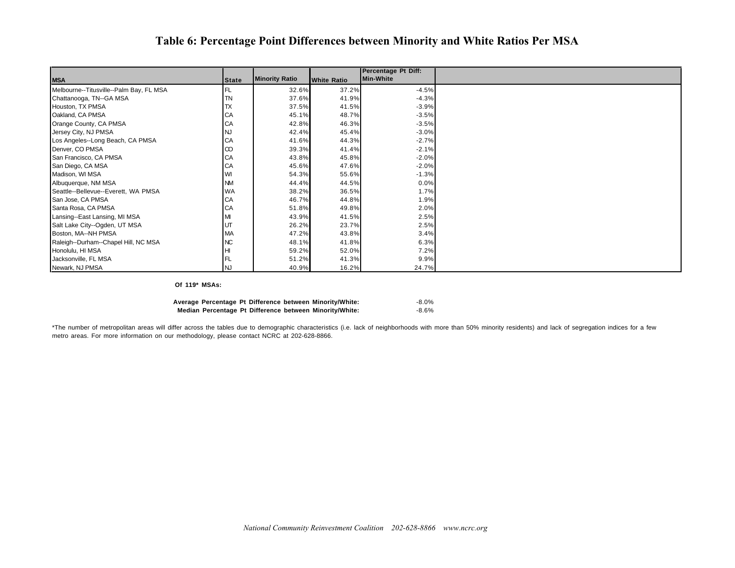# Table 6: Percentage Point Differences between Minority and White Ratios Per MSA

| MSA | State | Minority Ratio | White Ratio | Percentage Pt Diff: Min-White |
|---|---|---|---|---|
| Melbourne--Titusville--Palm Bay, FL MSA | FL | 32.6% | 37.2% | -4.5% |
| Chattanooga, TN--GA MSA | TN | 37.6% | 41.9% | -4.3% |
| Houston, TX PMSA | TX | 37.5% | 41.5% | -3.9% |
| Oakland, CA PMSA | CA | 45.1% | 48.7% | -3.5% |
| Orange County, CA PMSA | CA | 42.8% | 46.3% | -3.5% |
| Jersey City, NJ PMSA | NJ | 42.4% | 45.4% | -3.0% |
| Los Angeles--Long Beach, CA PMSA | CA | 41.6% | 44.3% | -2.7% |
| Denver, CO PMSA | CO | 39.3% | 41.4% | -2.1% |
| San Francisco, CA PMSA | CA | 43.8% | 45.8% | -2.0% |
| San Diego, CA MSA | CA | 45.6% | 47.6% | -2.0% |
| Madison, WI MSA | WI | 54.3% | 55.6% | -1.3% |
| Albuquerque, NM MSA | NM | 44.4% | 44.5% | 0.0% |
| Seattle--Bellevue--Everett, WA PMSA | WA | 38.2% | 36.5% | 1.7% |
| San Jose, CA PMSA | CA | 46.7% | 44.8% | 1.9% |
| Santa Rosa, CA PMSA | CA | 51.8% | 49.8% | 2.0% |
| Lansing--East Lansing, MI MSA | MI | 43.9% | 41.5% | 2.5% |
| Salt Lake City--Ogden, UT MSA | UT | 26.2% | 23.7% | 2.5% |
| Boston, MA--NH PMSA | MA | 47.2% | 43.8% | 3.4% |
| Raleigh--Durham--Chapel Hill, NC MSA | NC | 48.1% | 41.8% | 6.3% |
| Honolulu, HI MSA | HI | 59.2% | 52.0% | 7.2% |
| Jacksonville, FL MSA | FL | 51.2% | 41.3% | 9.9% |
| Newark, NJ PMSA | NJ | 40.9% | 16.2% | 24.7% |

**Of 119* MSAs:**

| | |
|---|---|
| **Average Percentage Pt Difference between Minority/White:** | -8.0% |
| **Median Percentage Pt Difference between Minority/White:** | -8.6% |

*The number of metropolitan areas will differ across the tables due to demographic characteristics (i.e. lack of neighborhoods with more than 50% minority residents) and lack of segregation indices for a few metro areas. For more information on our methodology, please contact NCRC at 202-628-8866.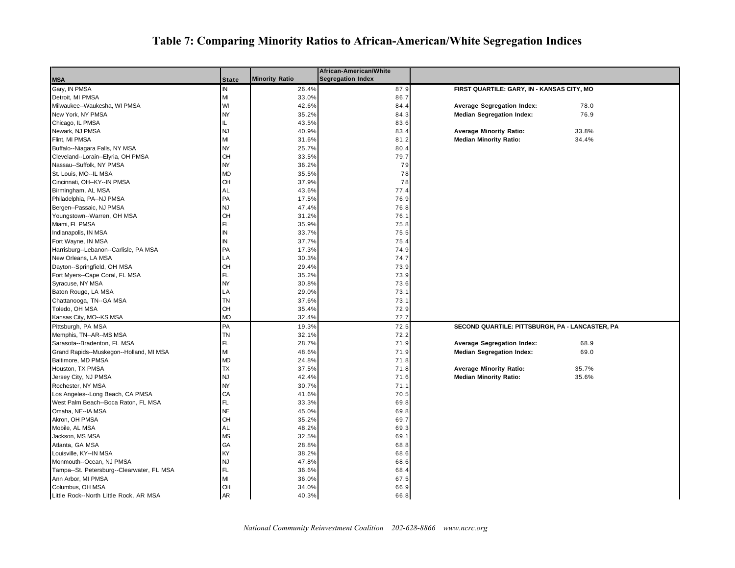# Table 7: Comparing Minority Ratios to African-American/White Segregation Indices

| MSA | State | Minority Ratio | African-American/White Segregation Index |
|---|---|---|---|
| Gary, IN PMSA | IN | 26.4% | 87.9 |
| Detroit, MI PMSA | MI | 33.0% | 86.7 |
| Milwaukee--Waukesha, WI PMSA | WI | 42.6% | 84.4 |
| New York, NY PMSA | NY | 35.2% | 84.3 |
| Chicago, IL PMSA | IL | 43.5% | 83.6 |
| Newark, NJ PMSA | NJ | 40.9% | 83.4 |
| Flint, MI PMSA | MI | 31.6% | 81.2 |
| Buffalo--Niagara Falls, NY MSA | NY | 25.7% | 80.4 |
| Cleveland--Lorain--Elyria, OH PMSA | OH | 33.5% | 79.7 |
| Nassau--Suffolk, NY PMSA | NY | 36.2% | 79 |
| St. Louis, MO--IL MSA | MO | 35.5% | 78 |
| Cincinnati, OH--KY--IN PMSA | OH | 37.9% | 78 |
| Birmingham, AL MSA | AL | 43.6% | 77.4 |
| Philadelphia, PA--NJ PMSA | PA | 17.5% | 76.9 |
| Bergen--Passaic, NJ PMSA | NJ | 47.4% | 76.8 |
| Youngstown--Warren, OH MSA | OH | 31.2% | 76.1 |
| Miami, FL PMSA | FL | 35.9% | 75.8 |
| Indianapolis, IN MSA | IN | 33.7% | 75.5 |
| Fort Wayne, IN MSA | IN | 37.7% | 75.4 |
| Harrisburg--Lebanon--Carlisle, PA MSA | PA | 17.3% | 74.9 |
| New Orleans, LA MSA | LA | 30.3% | 74.7 |
| Dayton--Springfield, OH MSA | OH | 29.4% | 73.9 |
| Fort Myers--Cape Coral, FL MSA | FL | 35.2% | 73.9 |
| Syracuse, NY MSA | NY | 30.8% | 73.6 |
| Baton Rouge, LA MSA | LA | 29.0% | 73.1 |
| Chattanooga, TN--GA MSA | TN | 37.6% | 73.1 |
| Toledo, OH MSA | OH | 35.4% | 72.9 |
| Kansas City, MO--KS MSA | MO | 32.4% | 72.7 |
| Pittsburgh, PA MSA | PA | 19.3% | 72.5 |
| Memphis, TN--AR--MS MSA | TN | 32.1% | 72.2 |
| Sarasota--Bradenton, FL MSA | FL | 28.7% | 71.9 |
| Grand Rapids--Muskegon--Holland, MI MSA | MI | 48.6% | 71.9 |
| Baltimore, MD PMSA | MD | 24.8% | 71.8 |
| Houston, TX PMSA | TX | 37.5% | 71.8 |
| Jersey City, NJ PMSA | NJ | 42.4% | 71.6 |
| Rochester, NY MSA | NY | 30.7% | 71.1 |
| Los Angeles--Long Beach, CA PMSA | CA | 41.6% | 70.5 |
| West Palm Beach--Boca Raton, FL MSA | FL | 33.3% | 69.8 |
| Omaha, NE--IA MSA | NE | 45.0% | 69.8 |
| Akron, OH PMSA | OH | 35.2% | 69.7 |
| Mobile, AL MSA | AL | 48.2% | 69.3 |
| Jackson, MS MSA | MS | 32.5% | 69.1 |
| Atlanta, GA MSA | GA | 28.8% | 68.8 |
| Louisville, KY--IN MSA | KY | 38.2% | 68.6 |
| Monmouth--Ocean, NJ PMSA | NJ | 47.8% | 68.6 |
| Tampa--St. Petersburg--Clearwater, FL MSA | FL | 36.6% | 68.4 |
| Ann Arbor, MI PMSA | MI | 36.0% | 67.5 |
| Columbus, OH MSA | OH | 34.0% | 66.9 |
| Little Rock--North Little Rock, AR MSA | AR | 40.3% | 66.8 |

**FIRST QUARTILE: GARY, IN - KANSAS CITY, MO**

| | |
|---|---|
| **Average Segregation Index:** | 78.0 |
| **Median Segregation Index:** | 76.9 |
| **Average Minority Ratio:** | 33.8% |
| **Median Minority Ratio:** | 34.4% |

**SECOND QUARTILE: PITTSBURGH, PA - LANCASTER, PA**

| | |
|---|---|
| **Average Segregation Index:** | 68.9 |
| **Median Segregation Index:** | 69.0 |
| **Average Minority Ratio:** | 35.7% |
| **Median Minority Ratio:** | 35.6% |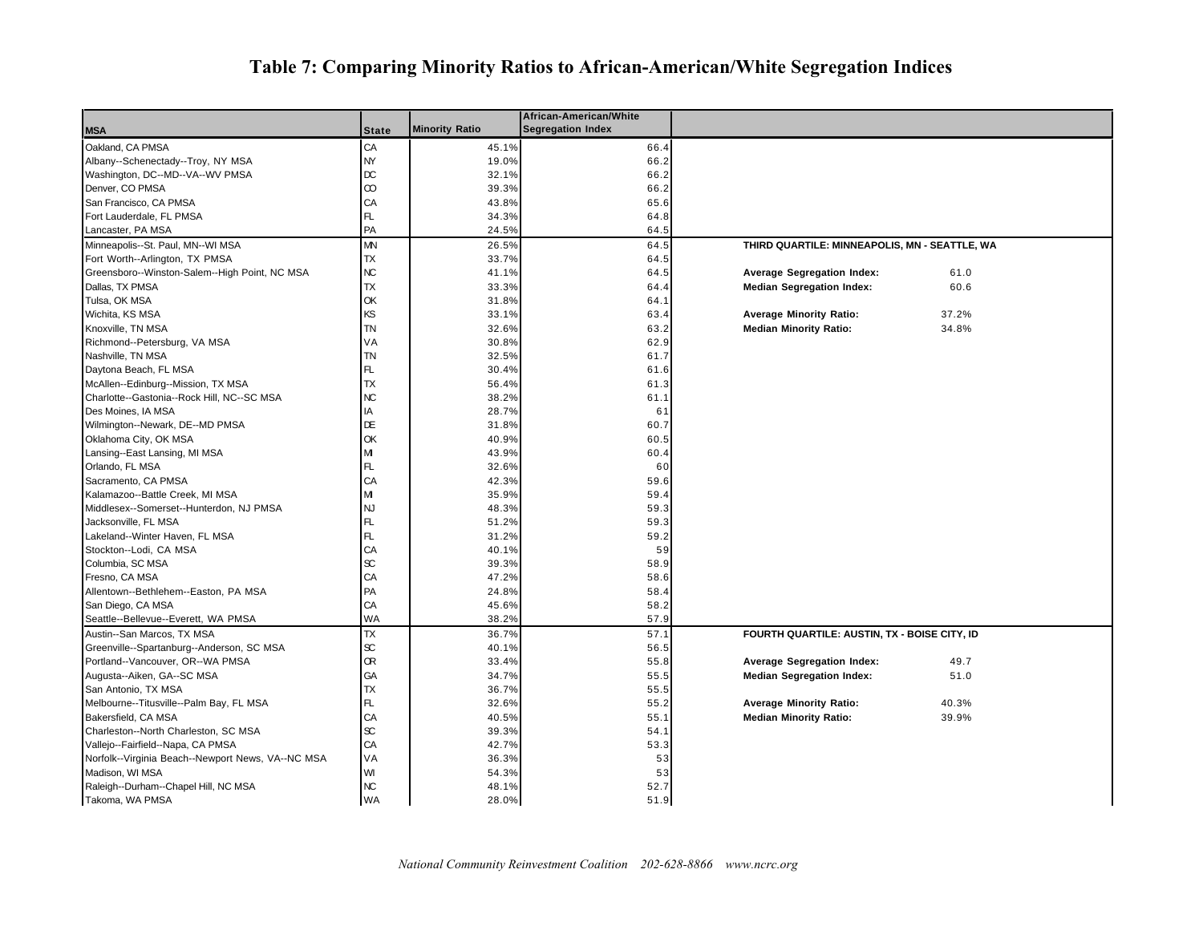# Table 7: Comparing Minority Ratios to African-American/White Segregation Indices

| MSA | State | Minority Ratio | African-American/White Segregation Index | | |
|---|---|---|---|---|---|
| Oakland, CA PMSA | CA | 45.1% | 66.4 | | |
| Albany--Schenectady--Troy, NY MSA | NY | 19.0% | 66.2 | | |
| Washington, DC--MD--VA--WV PMSA | DC | 32.1% | 66.2 | | |
| Denver, CO PMSA | CO | 39.3% | 66.2 | | |
| San Francisco, CA PMSA | CA | 43.8% | 65.6 | | |
| Fort Lauderdale, FL PMSA | FL | 34.3% | 64.8 | | |
| Lancaster, PA MSA | PA | 24.5% | 64.5 | | |
| Minneapolis--St. Paul, MN--WI MSA | MN | 26.5% | 64.5 | **THIRD QUARTILE: MINNEAPOLIS, MN - SEATTLE, WA** | |
| Fort Worth--Arlington, TX PMSA | TX | 33.7% | 64.5 | | |
| Greensboro--Winston-Salem--High Point, NC MSA | NC | 41.1% | 64.5 | **Average Segregation Index:** | 61.0 |
| Dallas, TX PMSA | TX | 33.3% | 64.4 | **Median Segregation Index:** | 60.6 |
| Tulsa, OK MSA | OK | 31.8% | 64.1 | | |
| Wichita, KS MSA | KS | 33.1% | 63.4 | **Average Minority Ratio:** | 37.2% |
| Knoxville, TN MSA | TN | 32.6% | 63.2 | **Median Minority Ratio:** | 34.8% |
| Richmond--Petersburg, VA MSA | VA | 30.8% | 62.9 | | |
| Nashville, TN MSA | TN | 32.5% | 61.7 | | |
| Daytona Beach, FL MSA | FL | 30.4% | 61.6 | | |
| McAllen--Edinburg--Mission, TX MSA | TX | 56.4% | 61.3 | | |
| Charlotte--Gastonia--Rock Hill, NC--SC MSA | NC | 38.2% | 61.1 | | |
| Des Moines, IA MSA | IA | 28.7% | 61 | | |
| Wilmington--Newark, DE--MD PMSA | DE | 31.8% | 60.7 | | |
| Oklahoma City, OK MSA | OK | 40.9% | 60.5 | | |
| Lansing--East Lansing, MI MSA | MI | 43.9% | 60.4 | | |
| Orlando, FL MSA | FL | 32.6% | 60 | | |
| Sacramento, CA PMSA | CA | 42.3% | 59.6 | | |
| Kalamazoo--Battle Creek, MI MSA | MI | 35.9% | 59.4 | | |
| Middlesex--Somerset--Hunterdon, NJ PMSA | NJ | 48.3% | 59.3 | | |
| Jacksonville, FL MSA | FL | 51.2% | 59.3 | | |
| Lakeland--Winter Haven, FL MSA | FL | 31.2% | 59.2 | | |
| Stockton--Lodi, CA MSA | CA | 40.1% | 59 | | |
| Columbia, SC MSA | SC | 39.3% | 58.9 | | |
| Fresno, CA MSA | CA | 47.2% | 58.6 | | |
| Allentown--Bethlehem--Easton, PA MSA | PA | 24.8% | 58.4 | | |
| San Diego, CA MSA | CA | 45.6% | 58.2 | | |
| Seattle--Bellevue--Everett, WA PMSA | WA | 38.2% | 57.9 | | |
| Austin--San Marcos, TX MSA | TX | 36.7% | 57.1 | **FOURTH QUARTILE: AUSTIN, TX - BOISE CITY, ID** | |
| Greenville--Spartanburg--Anderson, SC MSA | SC | 40.1% | 56.5 | | |
| Portland--Vancouver, OR--WA PMSA | OR | 33.4% | 55.8 | **Average Segregation Index:** | 49.7 |
| Augusta--Aiken, GA--SC MSA | GA | 34.7% | 55.5 | **Median Segregation Index:** | 51.0 |
| San Antonio, TX MSA | TX | 36.7% | 55.5 | | |
| Melbourne--Titusville--Palm Bay, FL MSA | FL | 32.6% | 55.2 | **Average Minority Ratio:** | 40.3% |
| Bakersfield, CA MSA | CA | 40.5% | 55.1 | **Median Minority Ratio:** | 39.9% |
| Charleston--North Charleston, SC MSA | SC | 39.3% | 54.1 | | |
| Vallejo--Fairfield--Napa, CA PMSA | CA | 42.7% | 53.3 | | |
| Norfolk--Virginia Beach--Newport News, VA--NC MSA | VA | 36.3% | 53 | | |
| Madison, WI MSA | WI | 54.3% | 53 | | |
| Raleigh--Durham--Chapel Hill, NC MSA | NC | 48.1% | 52.7 | | |
| Takoma, WA PMSA | WA | 28.0% | 51.9 | | |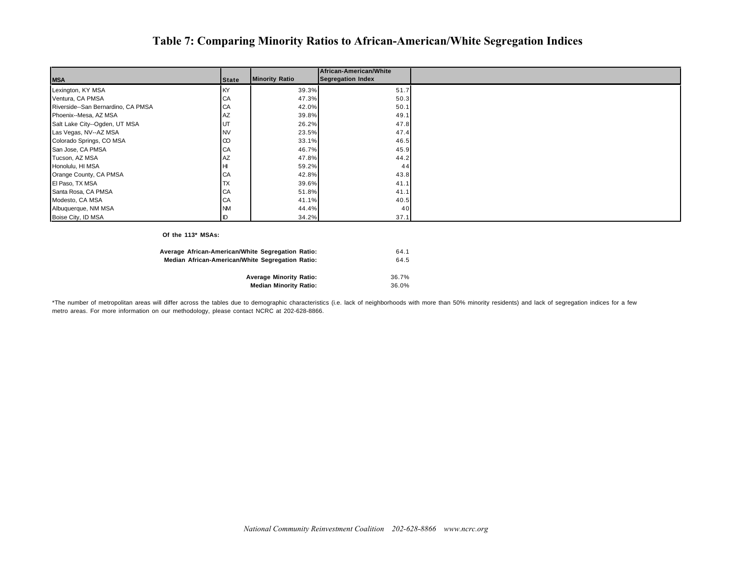# Table 7: Comparing Minority Ratios to African-American/White Segregation Indices

| MSA | State | Minority Ratio | African-American/White Segregation Index |
|---|---|---|---|
| Lexington, KY MSA | KY | 39.3% | 51.7 |
| Ventura, CA PMSA | CA | 47.3% | 50.3 |
| Riverside--San Bernardino, CA PMSA | CA | 42.0% | 50.1 |
| Phoenix--Mesa, AZ MSA | AZ | 39.8% | 49.1 |
| Salt Lake City--Ogden, UT MSA | UT | 26.2% | 47.8 |
| Las Vegas, NV--AZ MSA | NV | 23.5% | 47.4 |
| Colorado Springs, CO MSA | CO | 33.1% | 46.5 |
| San Jose, CA PMSA | CA | 46.7% | 45.9 |
| Tucson, AZ MSA | AZ | 47.8% | 44.2 |
| Honolulu, HI MSA | HI | 59.2% | 44 |
| Orange County, CA PMSA | CA | 42.8% | 43.8 |
| El Paso, TX MSA | TX | 39.6% | 41.1 |
| Santa Rosa, CA PMSA | CA | 51.8% | 41.1 |
| Modesto, CA MSA | CA | 41.1% | 40.5 |
| Albuquerque, NM MSA | NM | 44.4% | 40 |
| Boise City, ID MSA | ID | 34.2% | 37.1 |

**Of the 113\* MSAs:**

| | |
|---|---|
| **Average African-American/White Segregation Ratio:** | 64.1 |
| **Median African-American/White Segregation Ratio:** | 64.5 |
| **Average Minority Ratio:** | 36.7% |
| **Median Minority Ratio:** | 36.0% |

*The number of metropolitan areas will differ across the tables due to demographic characteristics (i.e. lack of neighborhoods with more than 50% minority residents) and lack of segregation indices for a few metro areas. For more information on our methodology, please contact NCRC at 202-628-8866.